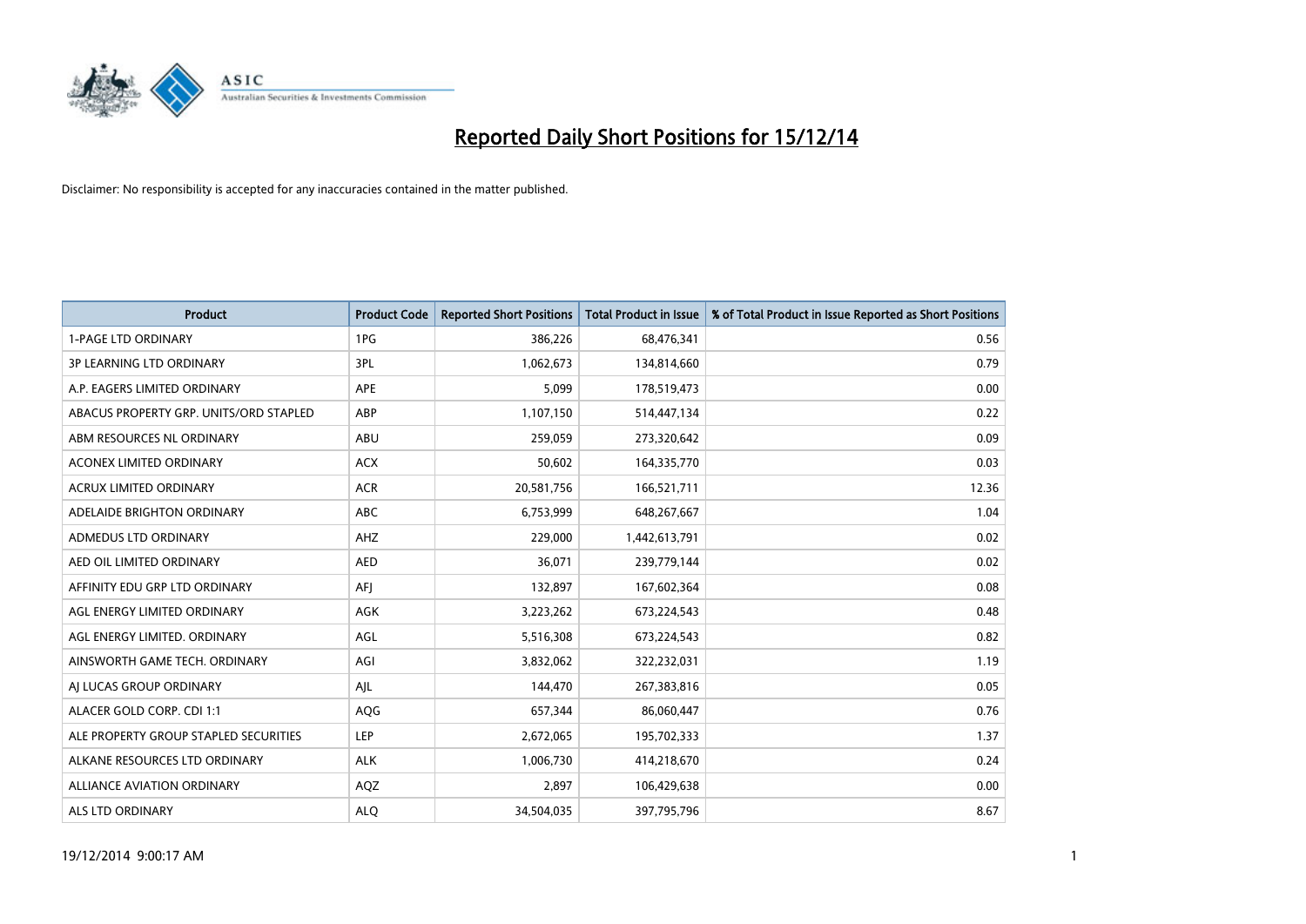# Reported Daily Short Positions for 15/12/14

Disclaimer: No responsibility is accepted for any inaccuracies contained in the matter published.

| Product | Product Code | Reported Short Positions | Total Product in Issue | % of Total Product in Issue Reported as Short Positions |
|---|---|---|---|---|
| 1-PAGE LTD ORDINARY | 1PG | 386,226 | 68,476,341 | 0.56 |
| 3P LEARNING LTD ORDINARY | 3PL | 1,062,673 | 134,814,660 | 0.79 |
| A.P. EAGERS LIMITED ORDINARY | APE | 5,099 | 178,519,473 | 0.00 |
| ABACUS PROPERTY GRP. UNITS/ORD STAPLED | ABP | 1,107,150 | 514,447,134 | 0.22 |
| ABM RESOURCES NL ORDINARY | ABU | 259,059 | 273,320,642 | 0.09 |
| ACONEX LIMITED ORDINARY | ACX | 50,602 | 164,335,770 | 0.03 |
| ACRUX LIMITED ORDINARY | ACR | 20,581,756 | 166,521,711 | 12.36 |
| ADELAIDE BRIGHTON ORDINARY | ABC | 6,753,999 | 648,267,667 | 1.04 |
| ADMEDUS LTD ORDINARY | AHZ | 229,000 | 1,442,613,791 | 0.02 |
| AED OIL LIMITED ORDINARY | AED | 36,071 | 239,779,144 | 0.02 |
| AFFINITY EDU GRP LTD ORDINARY | AFJ | 132,897 | 167,602,364 | 0.08 |
| AGL ENERGY LIMITED ORDINARY | AGK | 3,223,262 | 673,224,543 | 0.48 |
| AGL ENERGY LIMITED. ORDINARY | AGL | 5,516,308 | 673,224,543 | 0.82 |
| AINSWORTH GAME TECH. ORDINARY | AGI | 3,832,062 | 322,232,031 | 1.19 |
| AJ LUCAS GROUP ORDINARY | AJL | 144,470 | 267,383,816 | 0.05 |
| ALACER GOLD CORP. CDI 1:1 | AQG | 657,344 | 86,060,447 | 0.76 |
| ALE PROPERTY GROUP STAPLED SECURITIES | LEP | 2,672,065 | 195,702,333 | 1.37 |
| ALKANE RESOURCES LTD ORDINARY | ALK | 1,006,730 | 414,218,670 | 0.24 |
| ALLIANCE AVIATION ORDINARY | AQZ | 2,897 | 106,429,638 | 0.00 |
| ALS LTD ORDINARY | ALQ | 34,504,035 | 397,795,796 | 8.67 |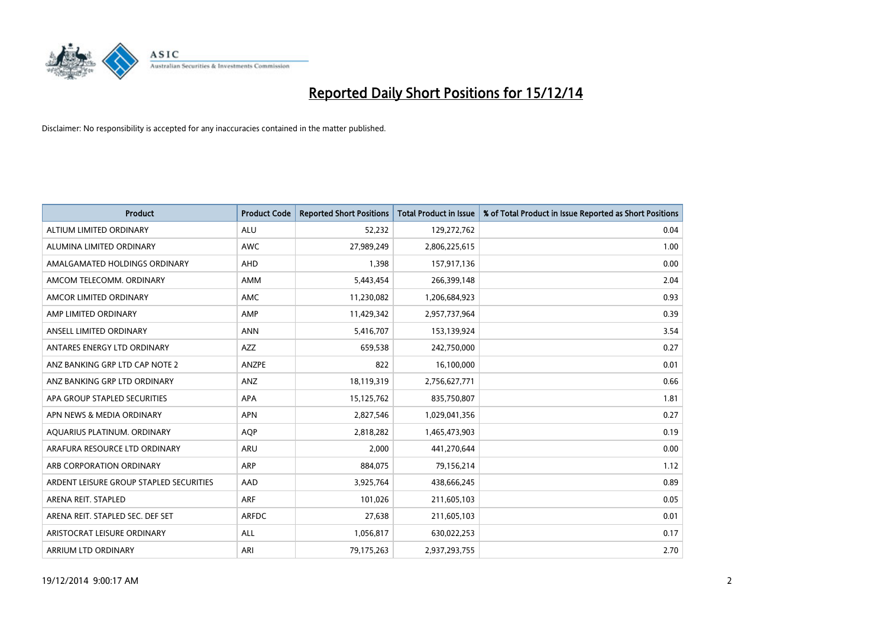# Reported Daily Short Positions for 15/12/14

Disclaimer: No responsibility is accepted for any inaccuracies contained in the matter published.

| Product | Product Code | Reported Short Positions | Total Product in Issue | % of Total Product in Issue Reported as Short Positions |
|---|---|---|---|---|
| ALTIUM LIMITED ORDINARY | ALU | 52,232 | 129,272,762 | 0.04 |
| ALUMINA LIMITED ORDINARY | AWC | 27,989,249 | 2,806,225,615 | 1.00 |
| AMALGAMATED HOLDINGS ORDINARY | AHD | 1,398 | 157,917,136 | 0.00 |
| AMCOM TELECOMM. ORDINARY | AMM | 5,443,454 | 266,399,148 | 2.04 |
| AMCOR LIMITED ORDINARY | AMC | 11,230,082 | 1,206,684,923 | 0.93 |
| AMP LIMITED ORDINARY | AMP | 11,429,342 | 2,957,737,964 | 0.39 |
| ANSELL LIMITED ORDINARY | ANN | 5,416,707 | 153,139,924 | 3.54 |
| ANTARES ENERGY LTD ORDINARY | AZZ | 659,538 | 242,750,000 | 0.27 |
| ANZ BANKING GRP LTD CAP NOTE 2 | ANZPE | 822 | 16,100,000 | 0.01 |
| ANZ BANKING GRP LTD ORDINARY | ANZ | 18,119,319 | 2,756,627,771 | 0.66 |
| APA GROUP STAPLED SECURITIES | APA | 15,125,762 | 835,750,807 | 1.81 |
| APN NEWS & MEDIA ORDINARY | APN | 2,827,546 | 1,029,041,356 | 0.27 |
| AQUARIUS PLATINUM. ORDINARY | AQP | 2,818,282 | 1,465,473,903 | 0.19 |
| ARAFURA RESOURCE LTD ORDINARY | ARU | 2,000 | 441,270,644 | 0.00 |
| ARB CORPORATION ORDINARY | ARP | 884,075 | 79,156,214 | 1.12 |
| ARDENT LEISURE GROUP STAPLED SECURITIES | AAD | 3,925,764 | 438,666,245 | 0.89 |
| ARENA REIT. STAPLED | ARF | 101,026 | 211,605,103 | 0.05 |
| ARENA REIT. STAPLED SEC. DEF SET | ARFDC | 27,638 | 211,605,103 | 0.01 |
| ARISTOCRAT LEISURE ORDINARY | ALL | 1,056,817 | 630,022,253 | 0.17 |
| ARRIUM LTD ORDINARY | ARI | 79,175,263 | 2,937,293,755 | 2.70 |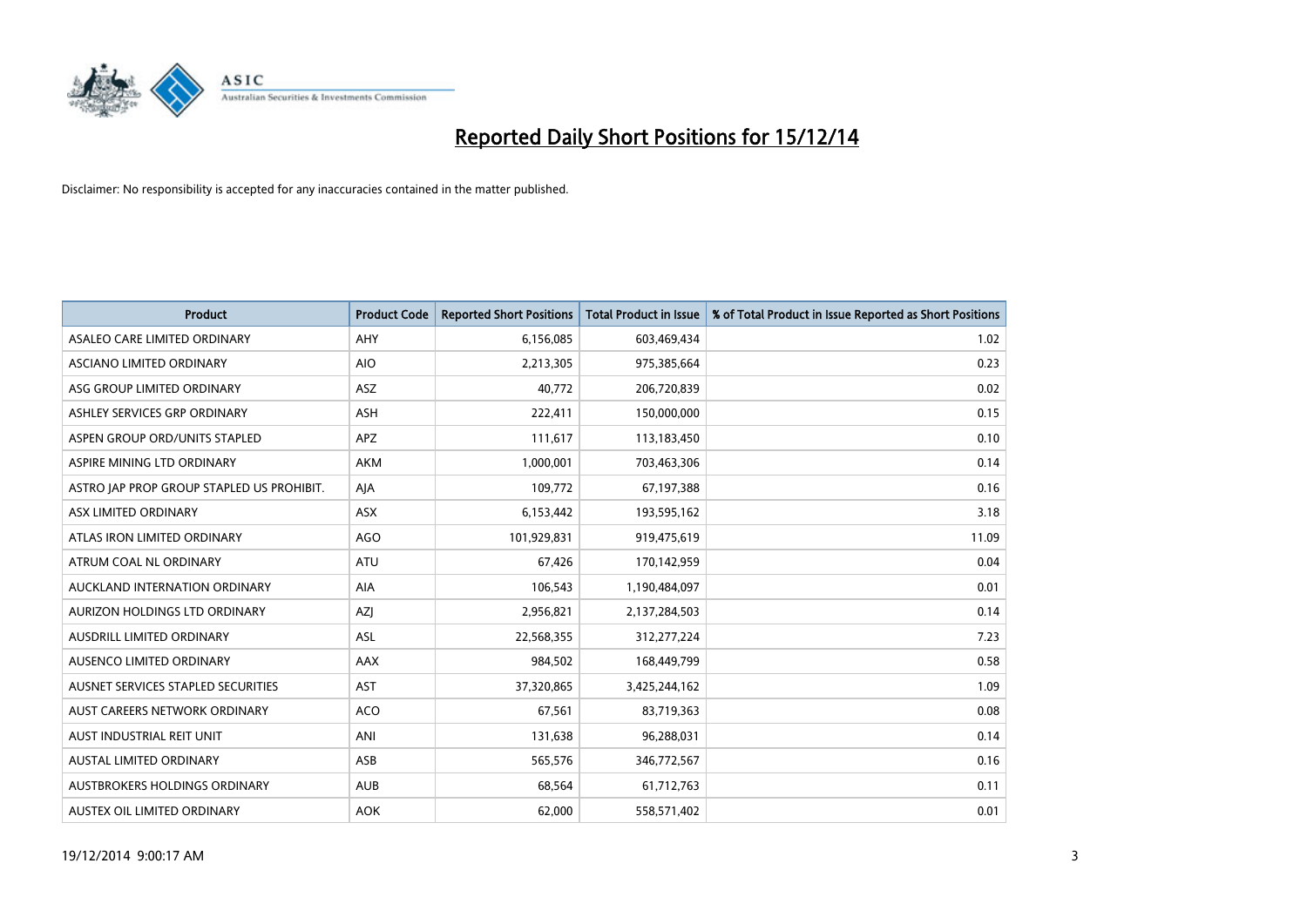# Reported Daily Short Positions for 15/12/14

Disclaimer: No responsibility is accepted for any inaccuracies contained in the matter published.

| Product | Product Code | Reported Short Positions | Total Product in Issue | % of Total Product in Issue Reported as Short Positions |
|---|---|---|---|---|
| ASALEO CARE LIMITED ORDINARY | AHY | 6,156,085 | 603,469,434 | 1.02 |
| ASCIANO LIMITED ORDINARY | AIO | 2,213,305 | 975,385,664 | 0.23 |
| ASG GROUP LIMITED ORDINARY | ASZ | 40,772 | 206,720,839 | 0.02 |
| ASHLEY SERVICES GRP ORDINARY | ASH | 222,411 | 150,000,000 | 0.15 |
| ASPEN GROUP ORD/UNITS STAPLED | APZ | 111,617 | 113,183,450 | 0.10 |
| ASPIRE MINING LTD ORDINARY | AKM | 1,000,001 | 703,463,306 | 0.14 |
| ASTRO JAP PROP GROUP STAPLED US PROHIBIT. | AJA | 109,772 | 67,197,388 | 0.16 |
| ASX LIMITED ORDINARY | ASX | 6,153,442 | 193,595,162 | 3.18 |
| ATLAS IRON LIMITED ORDINARY | AGO | 101,929,831 | 919,475,619 | 11.09 |
| ATRUM COAL NL ORDINARY | ATU | 67,426 | 170,142,959 | 0.04 |
| AUCKLAND INTERNATION ORDINARY | AIA | 106,543 | 1,190,484,097 | 0.01 |
| AURIZON HOLDINGS LTD ORDINARY | AZJ | 2,956,821 | 2,137,284,503 | 0.14 |
| AUSDRILL LIMITED ORDINARY | ASL | 22,568,355 | 312,277,224 | 7.23 |
| AUSENCO LIMITED ORDINARY | AAX | 984,502 | 168,449,799 | 0.58 |
| AUSNET SERVICES STAPLED SECURITIES | AST | 37,320,865 | 3,425,244,162 | 1.09 |
| AUST CAREERS NETWORK ORDINARY | ACO | 67,561 | 83,719,363 | 0.08 |
| AUST INDUSTRIAL REIT UNIT | ANI | 131,638 | 96,288,031 | 0.14 |
| AUSTAL LIMITED ORDINARY | ASB | 565,576 | 346,772,567 | 0.16 |
| AUSTBROKERS HOLDINGS ORDINARY | AUB | 68,564 | 61,712,763 | 0.11 |
| AUSTEX OIL LIMITED ORDINARY | AOK | 62,000 | 558,571,402 | 0.01 |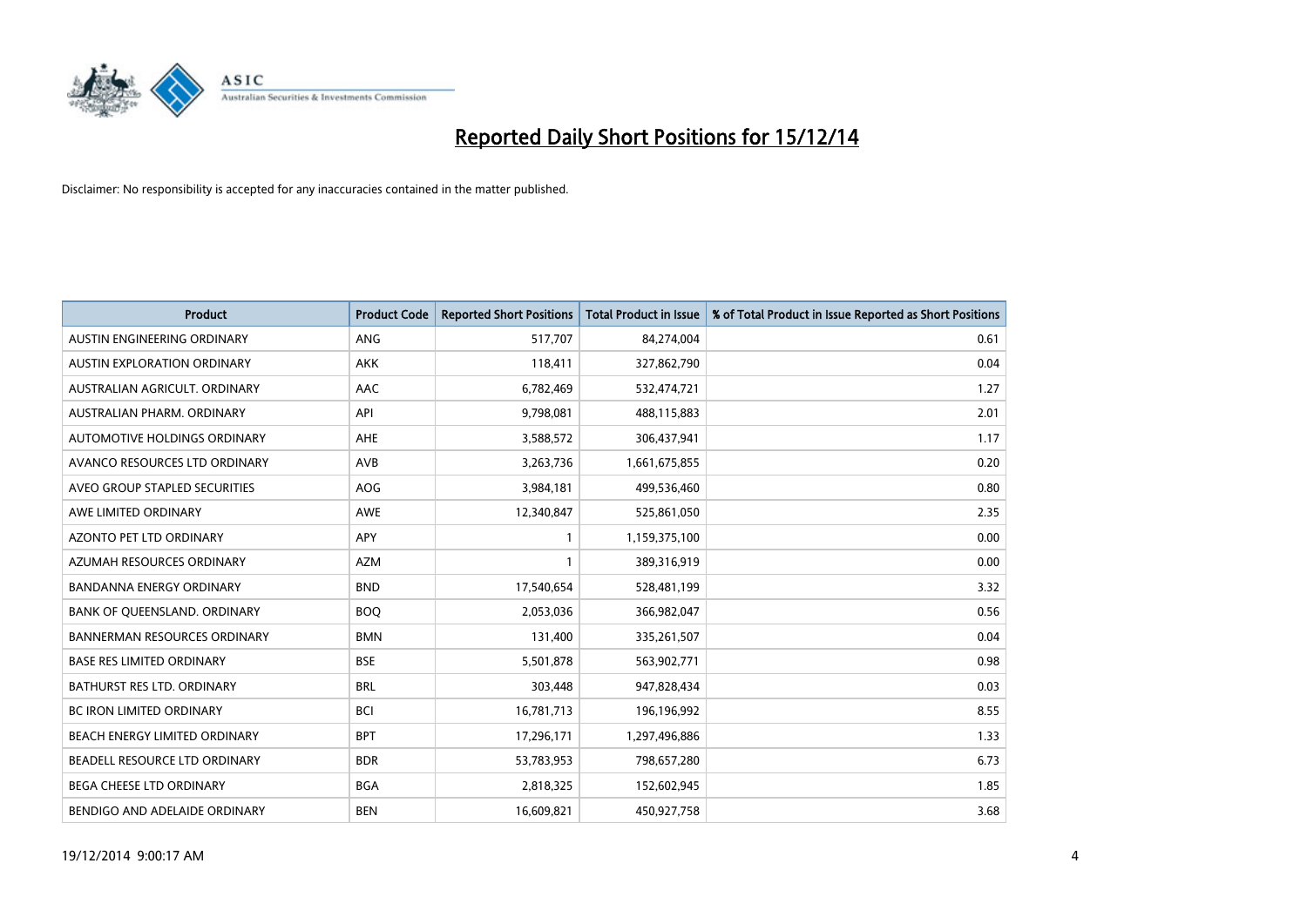# Reported Daily Short Positions for 15/12/14

Disclaimer: No responsibility is accepted for any inaccuracies contained in the matter published.

| Product | Product Code | Reported Short Positions | Total Product in Issue | % of Total Product in Issue Reported as Short Positions |
|---|---|---|---|---|
| AUSTIN ENGINEERING ORDINARY | ANG | 517,707 | 84,274,004 | 0.61 |
| AUSTIN EXPLORATION ORDINARY | AKK | 118,411 | 327,862,790 | 0.04 |
| AUSTRALIAN AGRICULT. ORDINARY | AAC | 6,782,469 | 532,474,721 | 1.27 |
| AUSTRALIAN PHARM. ORDINARY | API | 9,798,081 | 488,115,883 | 2.01 |
| AUTOMOTIVE HOLDINGS ORDINARY | AHE | 3,588,572 | 306,437,941 | 1.17 |
| AVANCO RESOURCES LTD ORDINARY | AVB | 3,263,736 | 1,661,675,855 | 0.20 |
| AVEO GROUP STAPLED SECURITIES | AOG | 3,984,181 | 499,536,460 | 0.80 |
| AWE LIMITED ORDINARY | AWE | 12,340,847 | 525,861,050 | 2.35 |
| AZONTO PET LTD ORDINARY | APY | 1 | 1,159,375,100 | 0.00 |
| AZUMAH RESOURCES ORDINARY | AZM | 1 | 389,316,919 | 0.00 |
| BANDANNA ENERGY ORDINARY | BND | 17,540,654 | 528,481,199 | 3.32 |
| BANK OF QUEENSLAND. ORDINARY | BOQ | 2,053,036 | 366,982,047 | 0.56 |
| BANNERMAN RESOURCES ORDINARY | BMN | 131,400 | 335,261,507 | 0.04 |
| BASE RES LIMITED ORDINARY | BSE | 5,501,878 | 563,902,771 | 0.98 |
| BATHURST RES LTD. ORDINARY | BRL | 303,448 | 947,828,434 | 0.03 |
| BC IRON LIMITED ORDINARY | BCI | 16,781,713 | 196,196,992 | 8.55 |
| BEACH ENERGY LIMITED ORDINARY | BPT | 17,296,171 | 1,297,496,886 | 1.33 |
| BEADELL RESOURCE LTD ORDINARY | BDR | 53,783,953 | 798,657,280 | 6.73 |
| BEGA CHEESE LTD ORDINARY | BGA | 2,818,325 | 152,602,945 | 1.85 |
| BENDIGO AND ADELAIDE ORDINARY | BEN | 16,609,821 | 450,927,758 | 3.68 |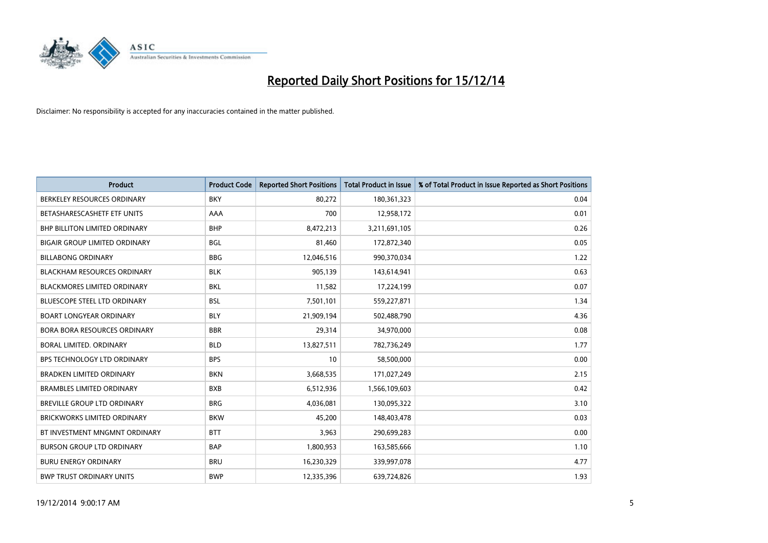# Reported Daily Short Positions for 15/12/14

Disclaimer: No responsibility is accepted for any inaccuracies contained in the matter published.

| Product | Product Code | Reported Short Positions | Total Product in Issue | % of Total Product in Issue Reported as Short Positions |
|---|---|---|---|---|
| BERKELEY RESOURCES ORDINARY | BKY | 80,272 | 180,361,323 | 0.04 |
| BETASHARESCASHETF ETF UNITS | AAA | 700 | 12,958,172 | 0.01 |
| BHP BILLITON LIMITED ORDINARY | BHP | 8,472,213 | 3,211,691,105 | 0.26 |
| BIGAIR GROUP LIMITED ORDINARY | BGL | 81,460 | 172,872,340 | 0.05 |
| BILLABONG ORDINARY | BBG | 12,046,516 | 990,370,034 | 1.22 |
| BLACKHAM RESOURCES ORDINARY | BLK | 905,139 | 143,614,941 | 0.63 |
| BLACKMORES LIMITED ORDINARY | BKL | 11,582 | 17,224,199 | 0.07 |
| BLUESCOPE STEEL LTD ORDINARY | BSL | 7,501,101 | 559,227,871 | 1.34 |
| BOART LONGYEAR ORDINARY | BLY | 21,909,194 | 502,488,790 | 4.36 |
| BORA BORA RESOURCES ORDINARY | BBR | 29,314 | 34,970,000 | 0.08 |
| BORAL LIMITED. ORDINARY | BLD | 13,827,511 | 782,736,249 | 1.77 |
| BPS TECHNOLOGY LTD ORDINARY | BPS | 10 | 58,500,000 | 0.00 |
| BRADKEN LIMITED ORDINARY | BKN | 3,668,535 | 171,027,249 | 2.15 |
| BRAMBLES LIMITED ORDINARY | BXB | 6,512,936 | 1,566,109,603 | 0.42 |
| BREVILLE GROUP LTD ORDINARY | BRG | 4,036,081 | 130,095,322 | 3.10 |
| BRICKWORKS LIMITED ORDINARY | BKW | 45,200 | 148,403,478 | 0.03 |
| BT INVESTMENT MNGMNT ORDINARY | BTT | 3,963 | 290,699,283 | 0.00 |
| BURSON GROUP LTD ORDINARY | BAP | 1,800,953 | 163,585,666 | 1.10 |
| BURU ENERGY ORDINARY | BRU | 16,230,329 | 339,997,078 | 4.77 |
| BWP TRUST ORDINARY UNITS | BWP | 12,335,396 | 639,724,826 | 1.93 |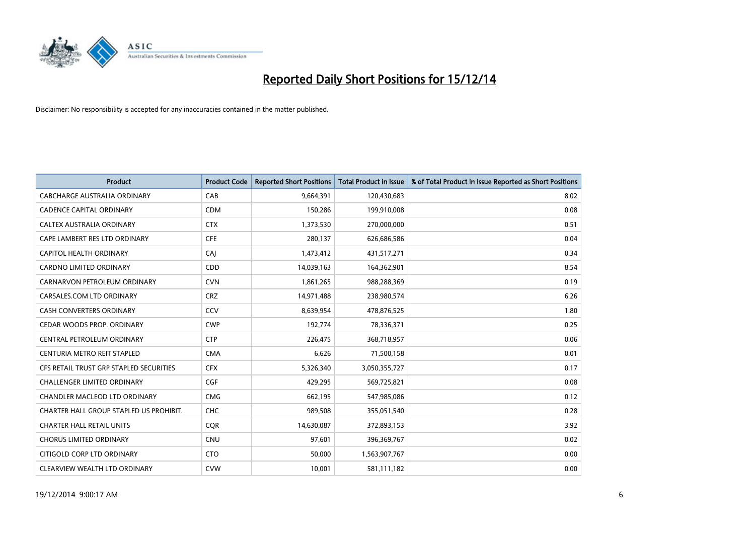# Reported Daily Short Positions for 15/12/14

Disclaimer: No responsibility is accepted for any inaccuracies contained in the matter published.

| Product | Product Code | Reported Short Positions | Total Product in Issue | % of Total Product in Issue Reported as Short Positions |
|---|---|---|---|---|
| CABCHARGE AUSTRALIA ORDINARY | CAB | 9,664,391 | 120,430,683 | 8.02 |
| CADENCE CAPITAL ORDINARY | CDM | 150,286 | 199,910,008 | 0.08 |
| CALTEX AUSTRALIA ORDINARY | CTX | 1,373,530 | 270,000,000 | 0.51 |
| CAPE LAMBERT RES LTD ORDINARY | CFE | 280,137 | 626,686,586 | 0.04 |
| CAPITOL HEALTH ORDINARY | CAJ | 1,473,412 | 431,517,271 | 0.34 |
| CARDNO LIMITED ORDINARY | CDD | 14,039,163 | 164,362,901 | 8.54 |
| CARNARVON PETROLEUM ORDINARY | CVN | 1,861,265 | 988,288,369 | 0.19 |
| CARSALES.COM LTD ORDINARY | CRZ | 14,971,488 | 238,980,574 | 6.26 |
| CASH CONVERTERS ORDINARY | CCV | 8,639,954 | 478,876,525 | 1.80 |
| CEDAR WOODS PROP. ORDINARY | CWP | 192,774 | 78,336,371 | 0.25 |
| CENTRAL PETROLEUM ORDINARY | CTP | 226,475 | 368,718,957 | 0.06 |
| CENTURIA METRO REIT STAPLED | CMA | 6,626 | 71,500,158 | 0.01 |
| CFS RETAIL TRUST GRP STAPLED SECURITIES | CFX | 5,326,340 | 3,050,355,727 | 0.17 |
| CHALLENGER LIMITED ORDINARY | CGF | 429,295 | 569,725,821 | 0.08 |
| CHANDLER MACLEOD LTD ORDINARY | CMG | 662,195 | 547,985,086 | 0.12 |
| CHARTER HALL GROUP STAPLED US PROHIBIT. | CHC | 989,508 | 355,051,540 | 0.28 |
| CHARTER HALL RETAIL UNITS | CQR | 14,630,087 | 372,893,153 | 3.92 |
| CHORUS LIMITED ORDINARY | CNU | 97,601 | 396,369,767 | 0.02 |
| CITIGOLD CORP LTD ORDINARY | CTO | 50,000 | 1,563,907,767 | 0.00 |
| CLEARVIEW WEALTH LTD ORDINARY | CVW | 10,001 | 581,111,182 | 0.00 |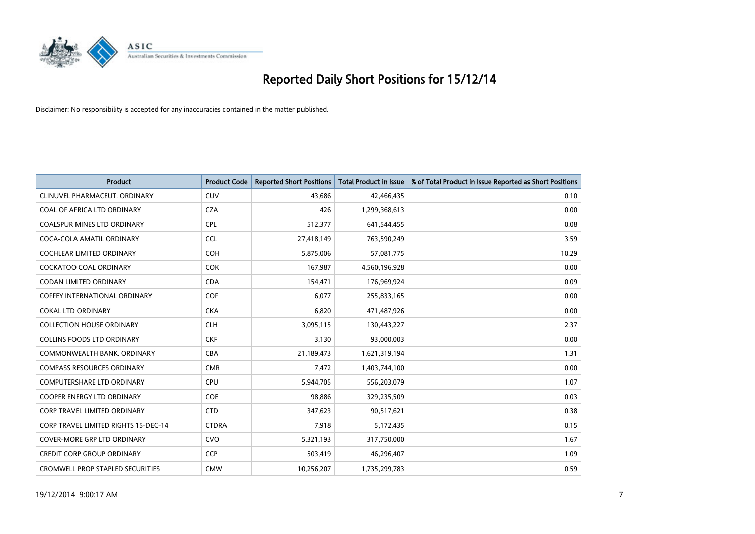# Reported Daily Short Positions for 15/12/14

Disclaimer: No responsibility is accepted for any inaccuracies contained in the matter published.

| Product | Product Code | Reported Short Positions | Total Product in Issue | % of Total Product in Issue Reported as Short Positions |
|---|---|---|---|---|
| CLINUVEL PHARMACEUT. ORDINARY | CUV | 43,686 | 42,466,435 | 0.10 |
| COAL OF AFRICA LTD ORDINARY | CZA | 426 | 1,299,368,613 | 0.00 |
| COALSPUR MINES LTD ORDINARY | CPL | 512,377 | 641,544,455 | 0.08 |
| COCA-COLA AMATIL ORDINARY | CCL | 27,418,149 | 763,590,249 | 3.59 |
| COCHLEAR LIMITED ORDINARY | COH | 5,875,006 | 57,081,775 | 10.29 |
| COCKATOO COAL ORDINARY | COK | 167,987 | 4,560,196,928 | 0.00 |
| CODAN LIMITED ORDINARY | CDA | 154,471 | 176,969,924 | 0.09 |
| COFFEY INTERNATIONAL ORDINARY | COF | 6,077 | 255,833,165 | 0.00 |
| COKAL LTD ORDINARY | CKA | 6,820 | 471,487,926 | 0.00 |
| COLLECTION HOUSE ORDINARY | CLH | 3,095,115 | 130,443,227 | 2.37 |
| COLLINS FOODS LTD ORDINARY | CKF | 3,130 | 93,000,003 | 0.00 |
| COMMONWEALTH BANK. ORDINARY | CBA | 21,189,473 | 1,621,319,194 | 1.31 |
| COMPASS RESOURCES ORDINARY | CMR | 7,472 | 1,403,744,100 | 0.00 |
| COMPUTERSHARE LTD ORDINARY | CPU | 5,944,705 | 556,203,079 | 1.07 |
| COOPER ENERGY LTD ORDINARY | COE | 98,886 | 329,235,509 | 0.03 |
| CORP TRAVEL LIMITED ORDINARY | CTD | 347,623 | 90,517,621 | 0.38 |
| CORP TRAVEL LIMITED RIGHTS 15-DEC-14 | CTDRA | 7,918 | 5,172,435 | 0.15 |
| COVER-MORE GRP LTD ORDINARY | CVO | 5,321,193 | 317,750,000 | 1.67 |
| CREDIT CORP GROUP ORDINARY | CCP | 503,419 | 46,296,407 | 1.09 |
| CROMWELL PROP STAPLED SECURITIES | CMW | 10,256,207 | 1,735,299,783 | 0.59 |

19/12/2014 9:00:17 AM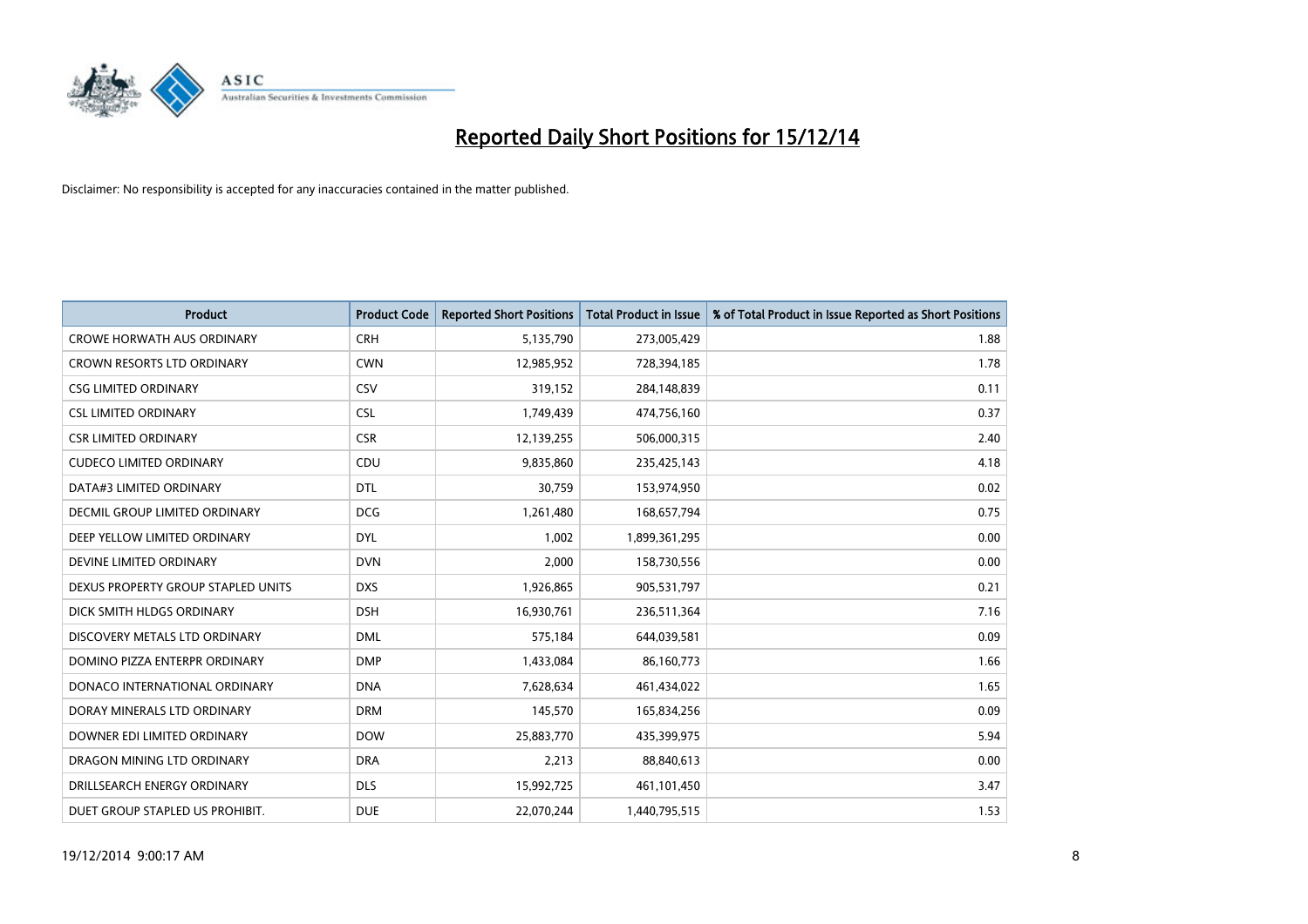# Reported Daily Short Positions for 15/12/14

Disclaimer: No responsibility is accepted for any inaccuracies contained in the matter published.

| Product | Product Code | Reported Short Positions | Total Product in Issue | % of Total Product in Issue Reported as Short Positions |
|---|---|---|---|---|
| CROWE HORWATH AUS ORDINARY | CRH | 5,135,790 | 273,005,429 | 1.88 |
| CROWN RESORTS LTD ORDINARY | CWN | 12,985,952 | 728,394,185 | 1.78 |
| CSG LIMITED ORDINARY | CSV | 319,152 | 284,148,839 | 0.11 |
| CSL LIMITED ORDINARY | CSL | 1,749,439 | 474,756,160 | 0.37 |
| CSR LIMITED ORDINARY | CSR | 12,139,255 | 506,000,315 | 2.40 |
| CUDECO LIMITED ORDINARY | CDU | 9,835,860 | 235,425,143 | 4.18 |
| DATA#3 LIMITED ORDINARY | DTL | 30,759 | 153,974,950 | 0.02 |
| DECMIL GROUP LIMITED ORDINARY | DCG | 1,261,480 | 168,657,794 | 0.75 |
| DEEP YELLOW LIMITED ORDINARY | DYL | 1,002 | 1,899,361,295 | 0.00 |
| DEVINE LIMITED ORDINARY | DVN | 2,000 | 158,730,556 | 0.00 |
| DEXUS PROPERTY GROUP STAPLED UNITS | DXS | 1,926,865 | 905,531,797 | 0.21 |
| DICK SMITH HLDGS ORDINARY | DSH | 16,930,761 | 236,511,364 | 7.16 |
| DISCOVERY METALS LTD ORDINARY | DML | 575,184 | 644,039,581 | 0.09 |
| DOMINO PIZZA ENTERPR ORDINARY | DMP | 1,433,084 | 86,160,773 | 1.66 |
| DONACO INTERNATIONAL ORDINARY | DNA | 7,628,634 | 461,434,022 | 1.65 |
| DORAY MINERALS LTD ORDINARY | DRM | 145,570 | 165,834,256 | 0.09 |
| DOWNER EDI LIMITED ORDINARY | DOW | 25,883,770 | 435,399,975 | 5.94 |
| DRAGON MINING LTD ORDINARY | DRA | 2,213 | 88,840,613 | 0.00 |
| DRILLSEARCH ENERGY ORDINARY | DLS | 15,992,725 | 461,101,450 | 3.47 |
| DUET GROUP STAPLED US PROHIBIT. | DUE | 22,070,244 | 1,440,795,515 | 1.53 |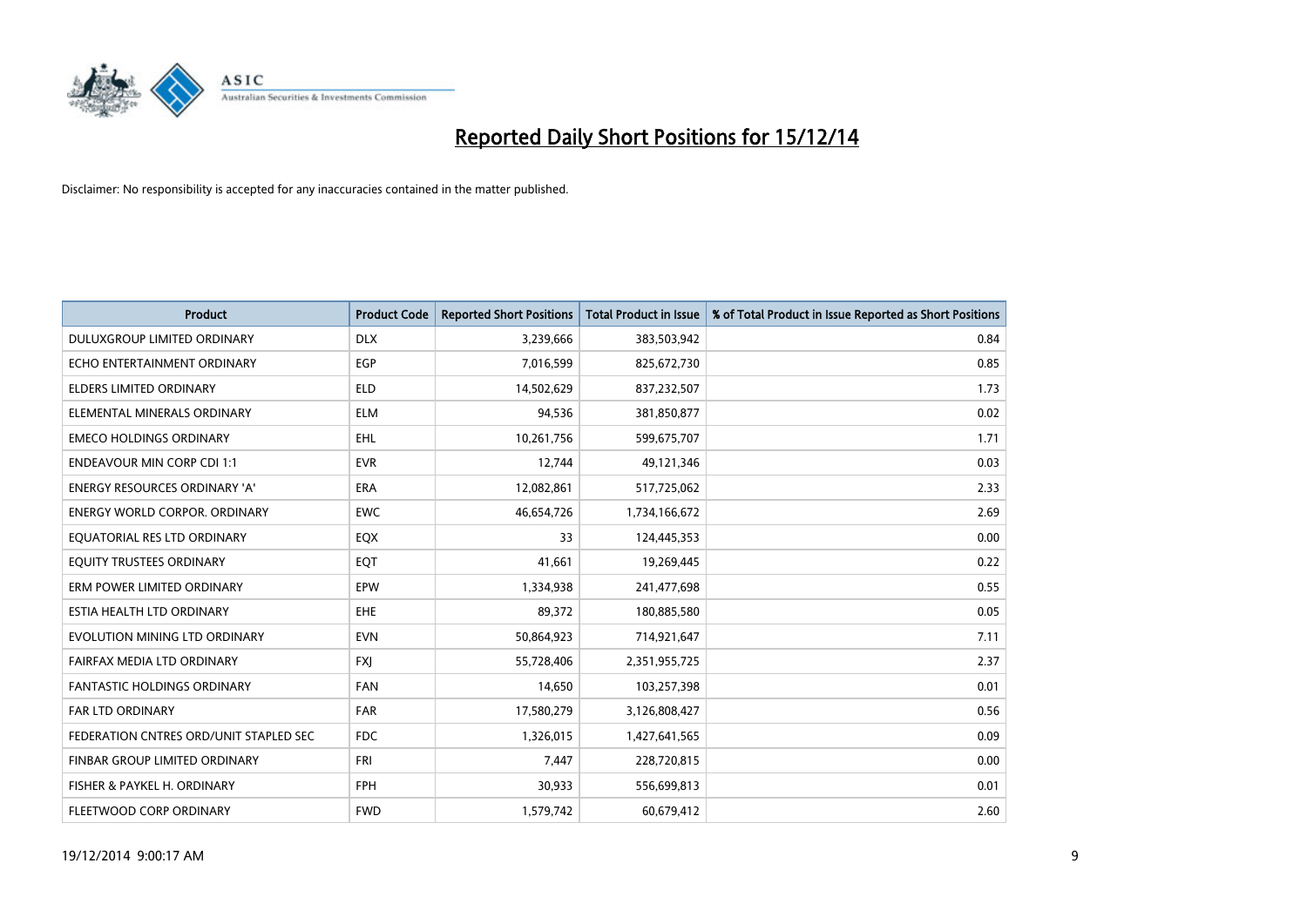# Reported Daily Short Positions for 15/12/14

Disclaimer: No responsibility is accepted for any inaccuracies contained in the matter published.

| Product | Product Code | Reported Short Positions | Total Product in Issue | % of Total Product in Issue Reported as Short Positions |
| --- | --- | --- | --- | --- |
| DULUXGROUP LIMITED ORDINARY | DLX | 3,239,666 | 383,503,942 | 0.84 |
| ECHO ENTERTAINMENT ORDINARY | EGP | 7,016,599 | 825,672,730 | 0.85 |
| ELDERS LIMITED ORDINARY | ELD | 14,502,629 | 837,232,507 | 1.73 |
| ELEMENTAL MINERALS ORDINARY | ELM | 94,536 | 381,850,877 | 0.02 |
| EMECO HOLDINGS ORDINARY | EHL | 10,261,756 | 599,675,707 | 1.71 |
| ENDEAVOUR MIN CORP CDI 1:1 | EVR | 12,744 | 49,121,346 | 0.03 |
| ENERGY RESOURCES ORDINARY 'A' | ERA | 12,082,861 | 517,725,062 | 2.33 |
| ENERGY WORLD CORPOR. ORDINARY | EWC | 46,654,726 | 1,734,166,672 | 2.69 |
| EQUATORIAL RES LTD ORDINARY | EQX | 33 | 124,445,353 | 0.00 |
| EQUITY TRUSTEES ORDINARY | EQT | 41,661 | 19,269,445 | 0.22 |
| ERM POWER LIMITED ORDINARY | EPW | 1,334,938 | 241,477,698 | 0.55 |
| ESTIA HEALTH LTD ORDINARY | EHE | 89,372 | 180,885,580 | 0.05 |
| EVOLUTION MINING LTD ORDINARY | EVN | 50,864,923 | 714,921,647 | 7.11 |
| FAIRFAX MEDIA LTD ORDINARY | FXJ | 55,728,406 | 2,351,955,725 | 2.37 |
| FANTASTIC HOLDINGS ORDINARY | FAN | 14,650 | 103,257,398 | 0.01 |
| FAR LTD ORDINARY | FAR | 17,580,279 | 3,126,808,427 | 0.56 |
| FEDERATION CNTRES ORD/UNIT STAPLED SEC | FDC | 1,326,015 | 1,427,641,565 | 0.09 |
| FINBAR GROUP LIMITED ORDINARY | FRI | 7,447 | 228,720,815 | 0.00 |
| FISHER & PAYKEL H. ORDINARY | FPH | 30,933 | 556,699,813 | 0.01 |
| FLEETWOOD CORP ORDINARY | FWD | 1,579,742 | 60,679,412 | 2.60 |

19/12/2014 9:00:17 AM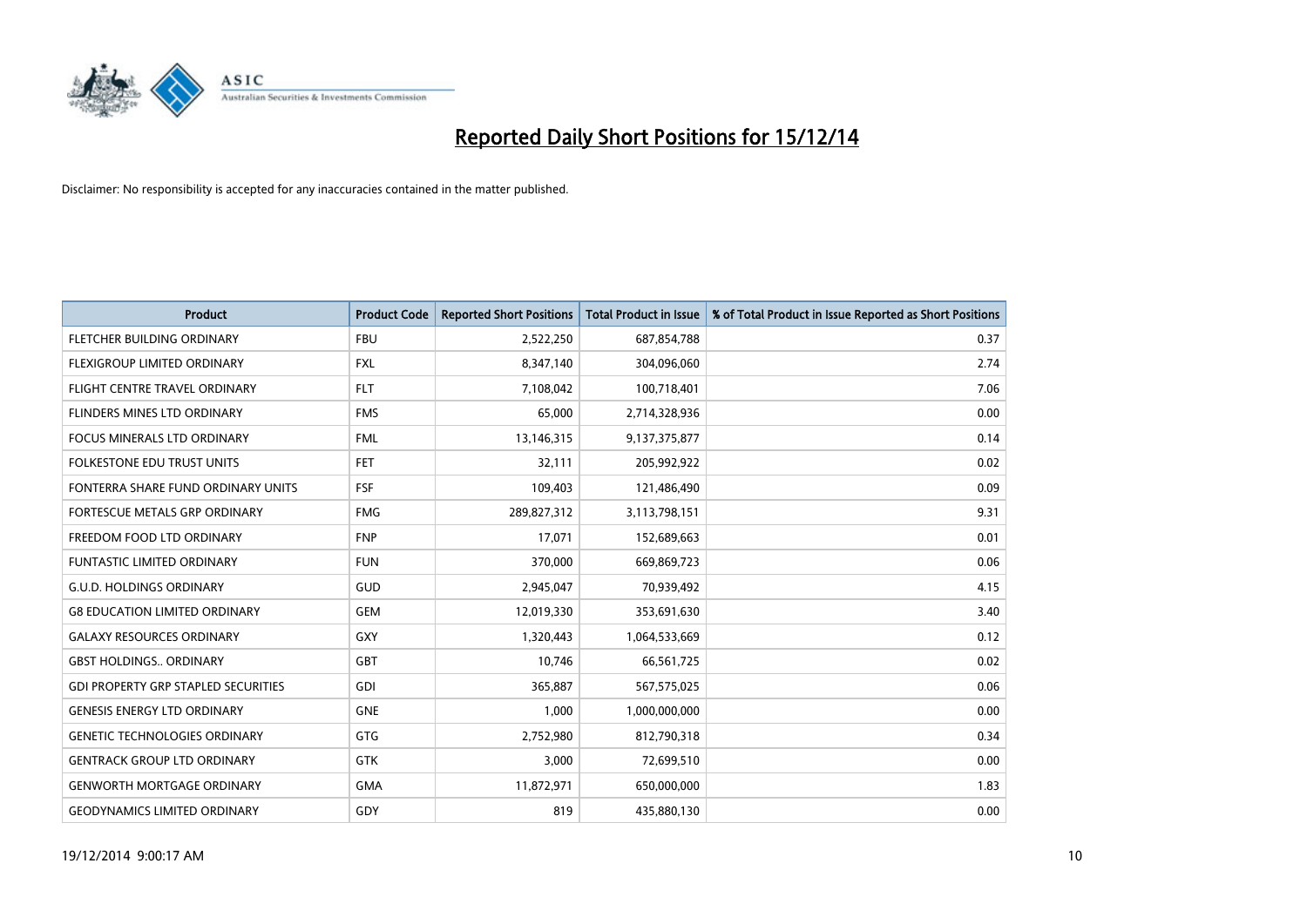# Reported Daily Short Positions for 15/12/14

Disclaimer: No responsibility is accepted for any inaccuracies contained in the matter published.

| Product | Product Code | Reported Short Positions | Total Product in Issue | % of Total Product in Issue Reported as Short Positions |
|---|---|---|---|---|
| FLETCHER BUILDING ORDINARY | FBU | 2,522,250 | 687,854,788 | 0.37 |
| FLEXIGROUP LIMITED ORDINARY | FXL | 8,347,140 | 304,096,060 | 2.74 |
| FLIGHT CENTRE TRAVEL ORDINARY | FLT | 7,108,042 | 100,718,401 | 7.06 |
| FLINDERS MINES LTD ORDINARY | FMS | 65,000 | 2,714,328,936 | 0.00 |
| FOCUS MINERALS LTD ORDINARY | FML | 13,146,315 | 9,137,375,877 | 0.14 |
| FOLKESTONE EDU TRUST UNITS | FET | 32,111 | 205,992,922 | 0.02 |
| FONTERRA SHARE FUND ORDINARY UNITS | FSF | 109,403 | 121,486,490 | 0.09 |
| FORTESCUE METALS GRP ORDINARY | FMG | 289,827,312 | 3,113,798,151 | 9.31 |
| FREEDOM FOOD LTD ORDINARY | FNP | 17,071 | 152,689,663 | 0.01 |
| FUNTASTIC LIMITED ORDINARY | FUN | 370,000 | 669,869,723 | 0.06 |
| G.U.D. HOLDINGS ORDINARY | GUD | 2,945,047 | 70,939,492 | 4.15 |
| G8 EDUCATION LIMITED ORDINARY | GEM | 12,019,330 | 353,691,630 | 3.40 |
| GALAXY RESOURCES ORDINARY | GXY | 1,320,443 | 1,064,533,669 | 0.12 |
| GBST HOLDINGS.. ORDINARY | GBT | 10,746 | 66,561,725 | 0.02 |
| GDI PROPERTY GRP STAPLED SECURITIES | GDI | 365,887 | 567,575,025 | 0.06 |
| GENESIS ENERGY LTD ORDINARY | GNE | 1,000 | 1,000,000,000 | 0.00 |
| GENETIC TECHNOLOGIES ORDINARY | GTG | 2,752,980 | 812,790,318 | 0.34 |
| GENTRACK GROUP LTD ORDINARY | GTK | 3,000 | 72,699,510 | 0.00 |
| GENWORTH MORTGAGE ORDINARY | GMA | 11,872,971 | 650,000,000 | 1.83 |
| GEODYNAMICS LIMITED ORDINARY | GDY | 819 | 435,880,130 | 0.00 |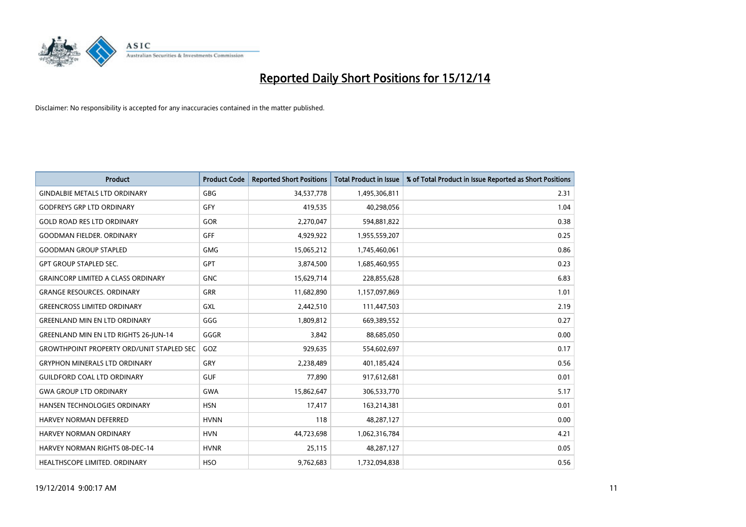# Reported Daily Short Positions for 15/12/14

Disclaimer: No responsibility is accepted for any inaccuracies contained in the matter published.

| Product | Product Code | Reported Short Positions | Total Product in Issue | % of Total Product in Issue Reported as Short Positions |
|---|---|---|---|---|
| GINDALBIE METALS LTD ORDINARY | GBG | 34,537,778 | 1,495,306,811 | 2.31 |
| GODFREYS GRP LTD ORDINARY | GFY | 419,535 | 40,298,056 | 1.04 |
| GOLD ROAD RES LTD ORDINARY | GOR | 2,270,047 | 594,881,822 | 0.38 |
| GOODMAN FIELDER. ORDINARY | GFF | 4,929,922 | 1,955,559,207 | 0.25 |
| GOODMAN GROUP STAPLED | GMG | 15,065,212 | 1,745,460,061 | 0.86 |
| GPT GROUP STAPLED SEC. | GPT | 3,874,500 | 1,685,460,955 | 0.23 |
| GRAINCORP LIMITED A CLASS ORDINARY | GNC | 15,629,714 | 228,855,628 | 6.83 |
| GRANGE RESOURCES. ORDINARY | GRR | 11,682,890 | 1,157,097,869 | 1.01 |
| GREENCROSS LIMITED ORDINARY | GXL | 2,442,510 | 111,447,503 | 2.19 |
| GREENLAND MIN EN LTD ORDINARY | GGG | 1,809,812 | 669,389,552 | 0.27 |
| GREENLAND MIN EN LTD RIGHTS 26-JUN-14 | GGGR | 3,842 | 88,685,050 | 0.00 |
| GROWTHPOINT PROPERTY ORD/UNIT STAPLED SEC | GOZ | 929,635 | 554,602,697 | 0.17 |
| GRYPHON MINERALS LTD ORDINARY | GRY | 2,238,489 | 401,185,424 | 0.56 |
| GUILDFORD COAL LTD ORDINARY | GUF | 77,890 | 917,612,681 | 0.01 |
| GWA GROUP LTD ORDINARY | GWA | 15,862,647 | 306,533,770 | 5.17 |
| HANSEN TECHNOLOGIES ORDINARY | HSN | 17,417 | 163,214,381 | 0.01 |
| HARVEY NORMAN DEFERRED | HVNN | 118 | 48,287,127 | 0.00 |
| HARVEY NORMAN ORDINARY | HVN | 44,723,698 | 1,062,316,784 | 4.21 |
| HARVEY NORMAN RIGHTS 08-DEC-14 | HVNR | 25,115 | 48,287,127 | 0.05 |
| HEALTHSCOPE LIMITED. ORDINARY | HSO | 9,762,683 | 1,732,094,838 | 0.56 |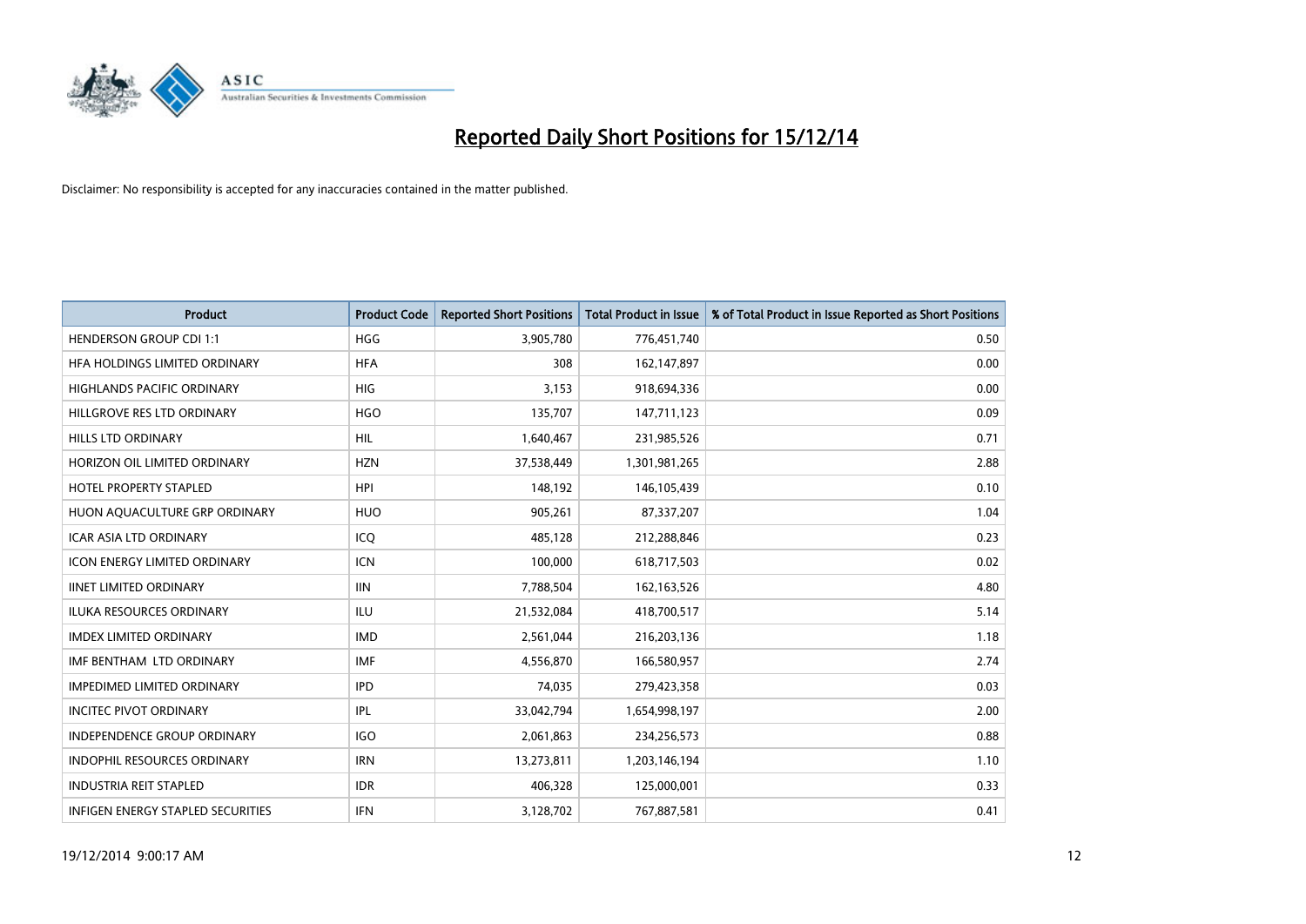# Reported Daily Short Positions for 15/12/14

Disclaimer: No responsibility is accepted for any inaccuracies contained in the matter published.

| Product | Product Code | Reported Short Positions | Total Product in Issue | % of Total Product in Issue Reported as Short Positions |
|---|---|---|---|---|
| HENDERSON GROUP CDI 1:1 | HGG | 3,905,780 | 776,451,740 | 0.50 |
| HFA HOLDINGS LIMITED ORDINARY | HFA | 308 | 162,147,897 | 0.00 |
| HIGHLANDS PACIFIC ORDINARY | HIG | 3,153 | 918,694,336 | 0.00 |
| HILLGROVE RES LTD ORDINARY | HGO | 135,707 | 147,711,123 | 0.09 |
| HILLS LTD ORDINARY | HIL | 1,640,467 | 231,985,526 | 0.71 |
| HORIZON OIL LIMITED ORDINARY | HZN | 37,538,449 | 1,301,981,265 | 2.88 |
| HOTEL PROPERTY STAPLED | HPI | 148,192 | 146,105,439 | 0.10 |
| HUON AQUACULTURE GRP ORDINARY | HUO | 905,261 | 87,337,207 | 1.04 |
| ICAR ASIA LTD ORDINARY | ICQ | 485,128 | 212,288,846 | 0.23 |
| ICON ENERGY LIMITED ORDINARY | ICN | 100,000 | 618,717,503 | 0.02 |
| IINET LIMITED ORDINARY | IIN | 7,788,504 | 162,163,526 | 4.80 |
| ILUKA RESOURCES ORDINARY | ILU | 21,532,084 | 418,700,517 | 5.14 |
| IMDEX LIMITED ORDINARY | IMD | 2,561,044 | 216,203,136 | 1.18 |
| IMF BENTHAM LTD ORDINARY | IMF | 4,556,870 | 166,580,957 | 2.74 |
| IMPEDIMED LIMITED ORDINARY | IPD | 74,035 | 279,423,358 | 0.03 |
| INCITEC PIVOT ORDINARY | IPL | 33,042,794 | 1,654,998,197 | 2.00 |
| INDEPENDENCE GROUP ORDINARY | IGO | 2,061,863 | 234,256,573 | 0.88 |
| INDOPHIL RESOURCES ORDINARY | IRN | 13,273,811 | 1,203,146,194 | 1.10 |
| INDUSTRIA REIT STAPLED | IDR | 406,328 | 125,000,001 | 0.33 |
| INFIGEN ENERGY STAPLED SECURITIES | IFN | 3,128,702 | 767,887,581 | 0.41 |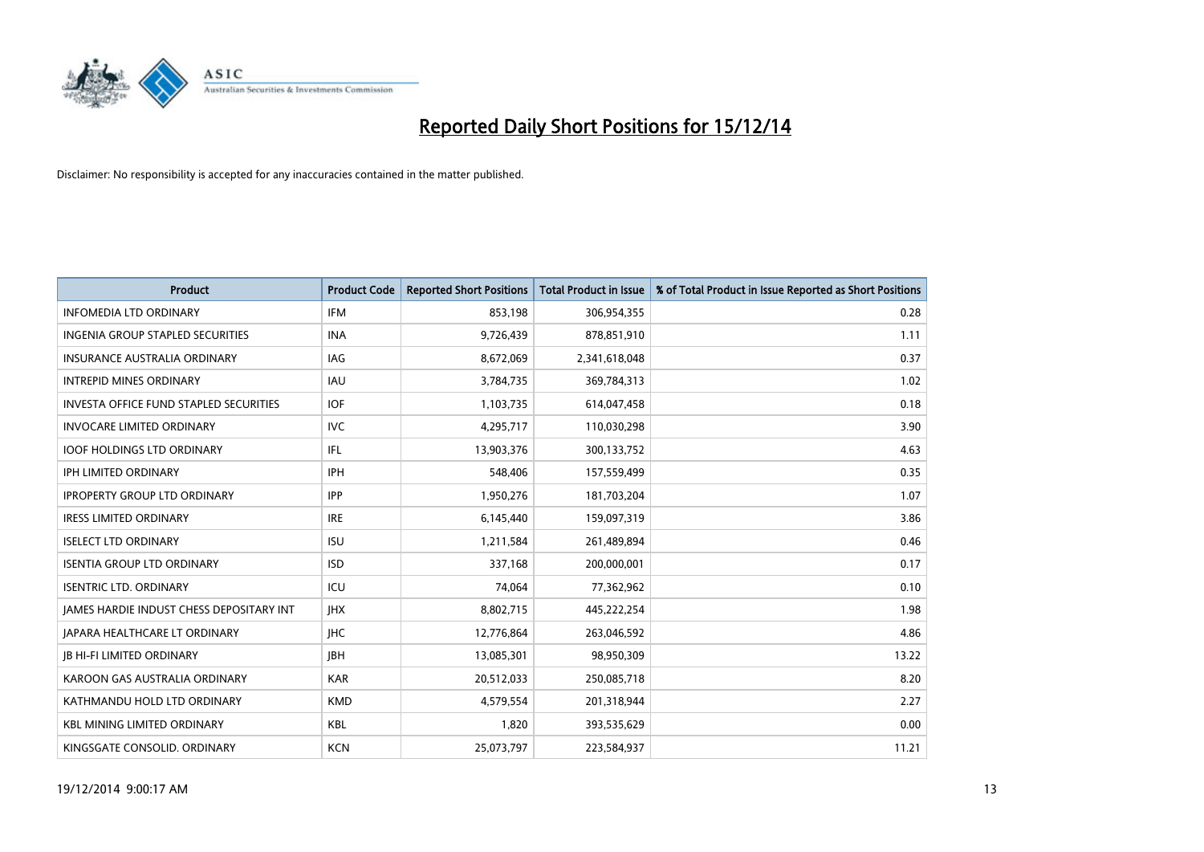# Reported Daily Short Positions for 15/12/14

Disclaimer: No responsibility is accepted for any inaccuracies contained in the matter published.

| Product | Product Code | Reported Short Positions | Total Product in Issue | % of Total Product in Issue Reported as Short Positions |
|---|---|---|---|---|
| INFOMEDIA LTD ORDINARY | IFM | 853,198 | 306,954,355 | 0.28 |
| INGENIA GROUP STAPLED SECURITIES | INA | 9,726,439 | 878,851,910 | 1.11 |
| INSURANCE AUSTRALIA ORDINARY | IAG | 8,672,069 | 2,341,618,048 | 0.37 |
| INTREPID MINES ORDINARY | IAU | 3,784,735 | 369,784,313 | 1.02 |
| INVESTA OFFICE FUND STAPLED SECURITIES | IOF | 1,103,735 | 614,047,458 | 0.18 |
| INVOCARE LIMITED ORDINARY | IVC | 4,295,717 | 110,030,298 | 3.90 |
| IOOF HOLDINGS LTD ORDINARY | IFL | 13,903,376 | 300,133,752 | 4.63 |
| IPH LIMITED ORDINARY | IPH | 548,406 | 157,559,499 | 0.35 |
| IPROPERTY GROUP LTD ORDINARY | IPP | 1,950,276 | 181,703,204 | 1.07 |
| IRESS LIMITED ORDINARY | IRE | 6,145,440 | 159,097,319 | 3.86 |
| ISELECT LTD ORDINARY | ISU | 1,211,584 | 261,489,894 | 0.46 |
| ISENTIA GROUP LTD ORDINARY | ISD | 337,168 | 200,000,001 | 0.17 |
| ISENTRIC LTD. ORDINARY | ICU | 74,064 | 77,362,962 | 0.10 |
| JAMES HARDIE INDUST CHESS DEPOSITARY INT | JHX | 8,802,715 | 445,222,254 | 1.98 |
| JAPARA HEALTHCARE LT ORDINARY | JHC | 12,776,864 | 263,046,592 | 4.86 |
| JB HI-FI LIMITED ORDINARY | JBH | 13,085,301 | 98,950,309 | 13.22 |
| KAROON GAS AUSTRALIA ORDINARY | KAR | 20,512,033 | 250,085,718 | 8.20 |
| KATHMANDU HOLD LTD ORDINARY | KMD | 4,579,554 | 201,318,944 | 2.27 |
| KBL MINING LIMITED ORDINARY | KBL | 1,820 | 393,535,629 | 0.00 |
| KINGSGATE CONSOLID. ORDINARY | KCN | 25,073,797 | 223,584,937 | 11.21 |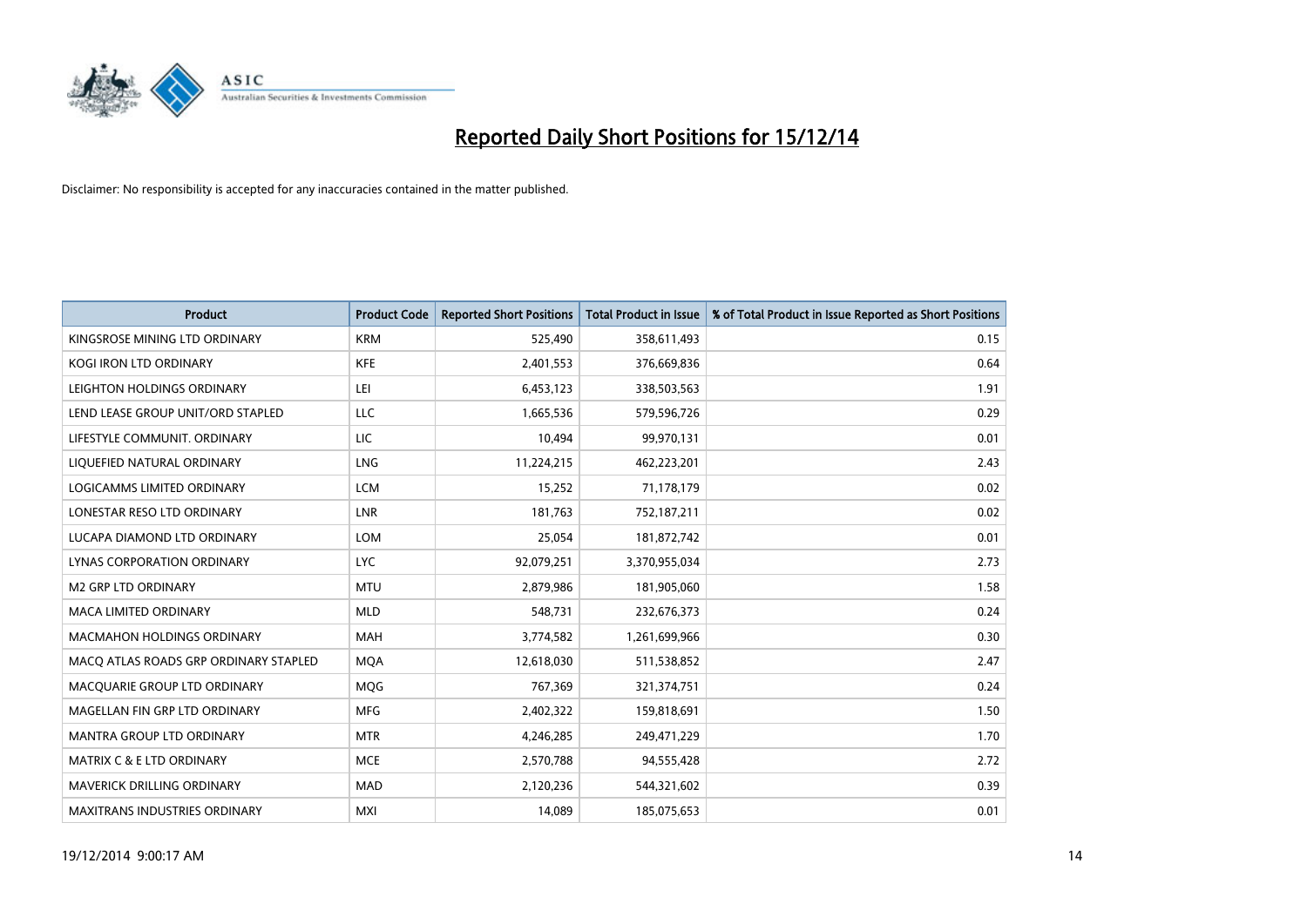# Reported Daily Short Positions for 15/12/14

Disclaimer: No responsibility is accepted for any inaccuracies contained in the matter published.

| Product | Product Code | Reported Short Positions | Total Product in Issue | % of Total Product in Issue Reported as Short Positions |
|---|---|---|---|---|
| KINGSROSE MINING LTD ORDINARY | KRM | 525,490 | 358,611,493 | 0.15 |
| KOGI IRON LTD ORDINARY | KFE | 2,401,553 | 376,669,836 | 0.64 |
| LEIGHTON HOLDINGS ORDINARY | LEI | 6,453,123 | 338,503,563 | 1.91 |
| LEND LEASE GROUP UNIT/ORD STAPLED | LLC | 1,665,536 | 579,596,726 | 0.29 |
| LIFESTYLE COMMUNIT. ORDINARY | LIC | 10,494 | 99,970,131 | 0.01 |
| LIQUEFIED NATURAL ORDINARY | LNG | 11,224,215 | 462,223,201 | 2.43 |
| LOGICAMMS LIMITED ORDINARY | LCM | 15,252 | 71,178,179 | 0.02 |
| LONESTAR RESO LTD ORDINARY | LNR | 181,763 | 752,187,211 | 0.02 |
| LUCAPA DIAMOND LTD ORDINARY | LOM | 25,054 | 181,872,742 | 0.01 |
| LYNAS CORPORATION ORDINARY | LYC | 92,079,251 | 3,370,955,034 | 2.73 |
| M2 GRP LTD ORDINARY | MTU | 2,879,986 | 181,905,060 | 1.58 |
| MACA LIMITED ORDINARY | MLD | 548,731 | 232,676,373 | 0.24 |
| MACMAHON HOLDINGS ORDINARY | MAH | 3,774,582 | 1,261,699,966 | 0.30 |
| MACQ ATLAS ROADS GRP ORDINARY STAPLED | MQA | 12,618,030 | 511,538,852 | 2.47 |
| MACQUARIE GROUP LTD ORDINARY | MQG | 767,369 | 321,374,751 | 0.24 |
| MAGELLAN FIN GRP LTD ORDINARY | MFG | 2,402,322 | 159,818,691 | 1.50 |
| MANTRA GROUP LTD ORDINARY | MTR | 4,246,285 | 249,471,229 | 1.70 |
| MATRIX C & E LTD ORDINARY | MCE | 2,570,788 | 94,555,428 | 2.72 |
| MAVERICK DRILLING ORDINARY | MAD | 2,120,236 | 544,321,602 | 0.39 |
| MAXITRANS INDUSTRIES ORDINARY | MXI | 14,089 | 185,075,653 | 0.01 |

19/12/2014 9:00:17 AM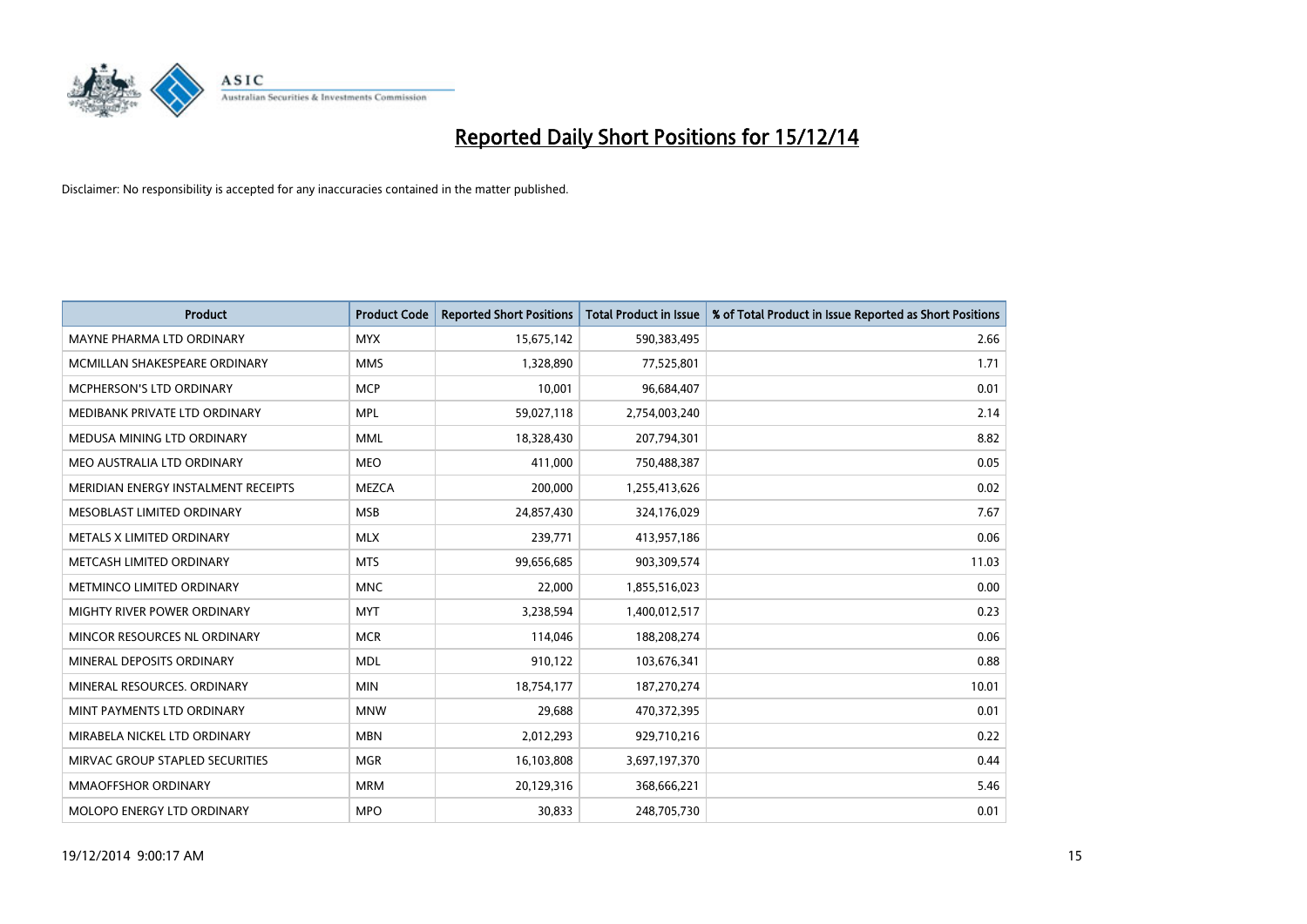# Reported Daily Short Positions for 15/12/14

Disclaimer: No responsibility is accepted for any inaccuracies contained in the matter published.

| Product | Product Code | Reported Short Positions | Total Product in Issue | % of Total Product in Issue Reported as Short Positions |
|---|---|---|---|---|
| MAYNE PHARMA LTD ORDINARY | MYX | 15,675,142 | 590,383,495 | 2.66 |
| MCMILLAN SHAKESPEARE ORDINARY | MMS | 1,328,890 | 77,525,801 | 1.71 |
| MCPHERSON'S LTD ORDINARY | MCP | 10,001 | 96,684,407 | 0.01 |
| MEDIBANK PRIVATE LTD ORDINARY | MPL | 59,027,118 | 2,754,003,240 | 2.14 |
| MEDUSA MINING LTD ORDINARY | MML | 18,328,430 | 207,794,301 | 8.82 |
| MEO AUSTRALIA LTD ORDINARY | MEO | 411,000 | 750,488,387 | 0.05 |
| MERIDIAN ENERGY INSTALMENT RECEIPTS | MEZCA | 200,000 | 1,255,413,626 | 0.02 |
| MESOBLAST LIMITED ORDINARY | MSB | 24,857,430 | 324,176,029 | 7.67 |
| METALS X LIMITED ORDINARY | MLX | 239,771 | 413,957,186 | 0.06 |
| METCASH LIMITED ORDINARY | MTS | 99,656,685 | 903,309,574 | 11.03 |
| METMINCO LIMITED ORDINARY | MNC | 22,000 | 1,855,516,023 | 0.00 |
| MIGHTY RIVER POWER ORDINARY | MYT | 3,238,594 | 1,400,012,517 | 0.23 |
| MINCOR RESOURCES NL ORDINARY | MCR | 114,046 | 188,208,274 | 0.06 |
| MINERAL DEPOSITS ORDINARY | MDL | 910,122 | 103,676,341 | 0.88 |
| MINERAL RESOURCES. ORDINARY | MIN | 18,754,177 | 187,270,274 | 10.01 |
| MINT PAYMENTS LTD ORDINARY | MNW | 29,688 | 470,372,395 | 0.01 |
| MIRABELA NICKEL LTD ORDINARY | MBN | 2,012,293 | 929,710,216 | 0.22 |
| MIRVAC GROUP STAPLED SECURITIES | MGR | 16,103,808 | 3,697,197,370 | 0.44 |
| MMAOFFSHOR ORDINARY | MRM | 20,129,316 | 368,666,221 | 5.46 |
| MOLOPO ENERGY LTD ORDINARY | MPO | 30,833 | 248,705,730 | 0.01 |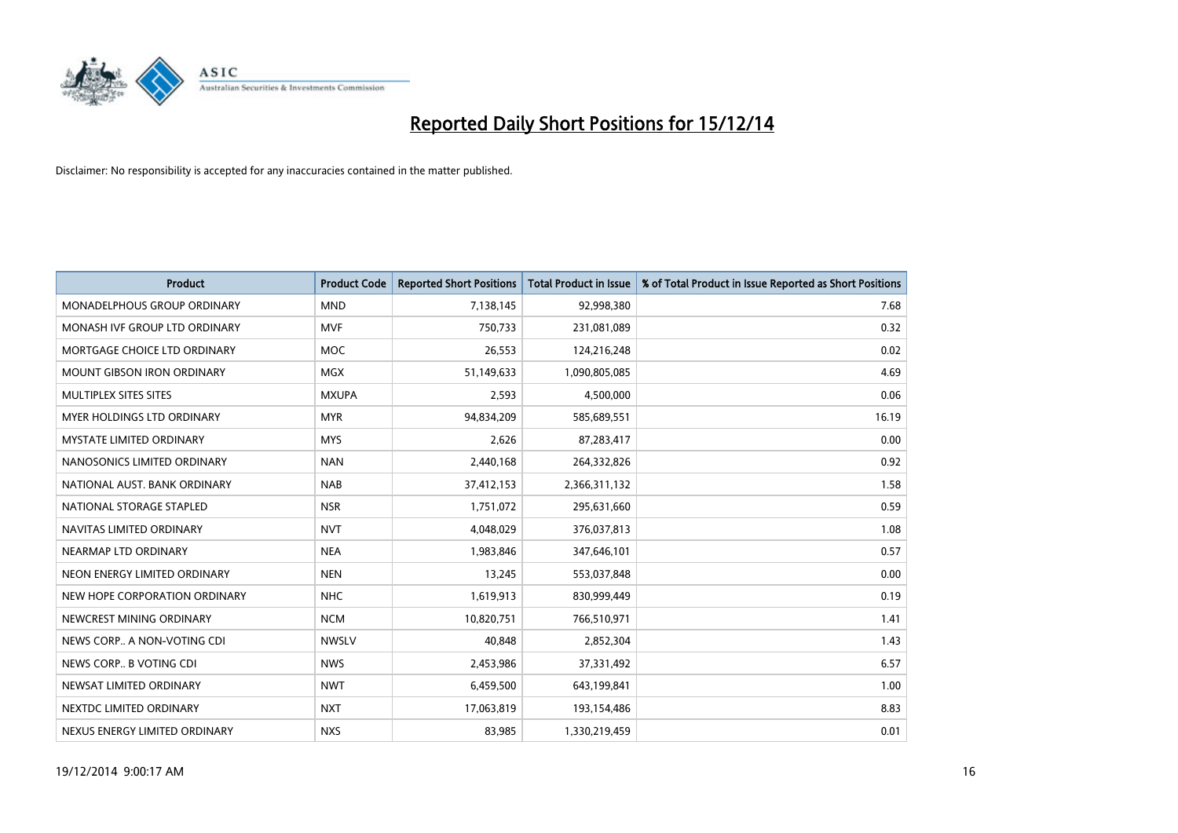# Reported Daily Short Positions for 15/12/14

Disclaimer: No responsibility is accepted for any inaccuracies contained in the matter published.

| Product | Product Code | Reported Short Positions | Total Product in Issue | % of Total Product in Issue Reported as Short Positions |
|---|---|---|---|---|
| MONADELPHOUS GROUP ORDINARY | MND | 7,138,145 | 92,998,380 | 7.68 |
| MONASH IVF GROUP LTD ORDINARY | MVF | 750,733 | 231,081,089 | 0.32 |
| MORTGAGE CHOICE LTD ORDINARY | MOC | 26,553 | 124,216,248 | 0.02 |
| MOUNT GIBSON IRON ORDINARY | MGX | 51,149,633 | 1,090,805,085 | 4.69 |
| MULTIPLEX SITES SITES | MXUPA | 2,593 | 4,500,000 | 0.06 |
| MYER HOLDINGS LTD ORDINARY | MYR | 94,834,209 | 585,689,551 | 16.19 |
| MYSTATE LIMITED ORDINARY | MYS | 2,626 | 87,283,417 | 0.00 |
| NANOSONICS LIMITED ORDINARY | NAN | 2,440,168 | 264,332,826 | 0.92 |
| NATIONAL AUST. BANK ORDINARY | NAB | 37,412,153 | 2,366,311,132 | 1.58 |
| NATIONAL STORAGE STAPLED | NSR | 1,751,072 | 295,631,660 | 0.59 |
| NAVITAS LIMITED ORDINARY | NVT | 4,048,029 | 376,037,813 | 1.08 |
| NEARMAP LTD ORDINARY | NEA | 1,983,846 | 347,646,101 | 0.57 |
| NEON ENERGY LIMITED ORDINARY | NEN | 13,245 | 553,037,848 | 0.00 |
| NEW HOPE CORPORATION ORDINARY | NHC | 1,619,913 | 830,999,449 | 0.19 |
| NEWCREST MINING ORDINARY | NCM | 10,820,751 | 766,510,971 | 1.41 |
| NEWS CORP.. A NON-VOTING CDI | NWSLV | 40,848 | 2,852,304 | 1.43 |
| NEWS CORP.. B VOTING CDI | NWS | 2,453,986 | 37,331,492 | 6.57 |
| NEWSAT LIMITED ORDINARY | NWT | 6,459,500 | 643,199,841 | 1.00 |
| NEXTDC LIMITED ORDINARY | NXT | 17,063,819 | 193,154,486 | 8.83 |
| NEXUS ENERGY LIMITED ORDINARY | NXS | 83,985 | 1,330,219,459 | 0.01 |

19/12/2014 9:00:17 AM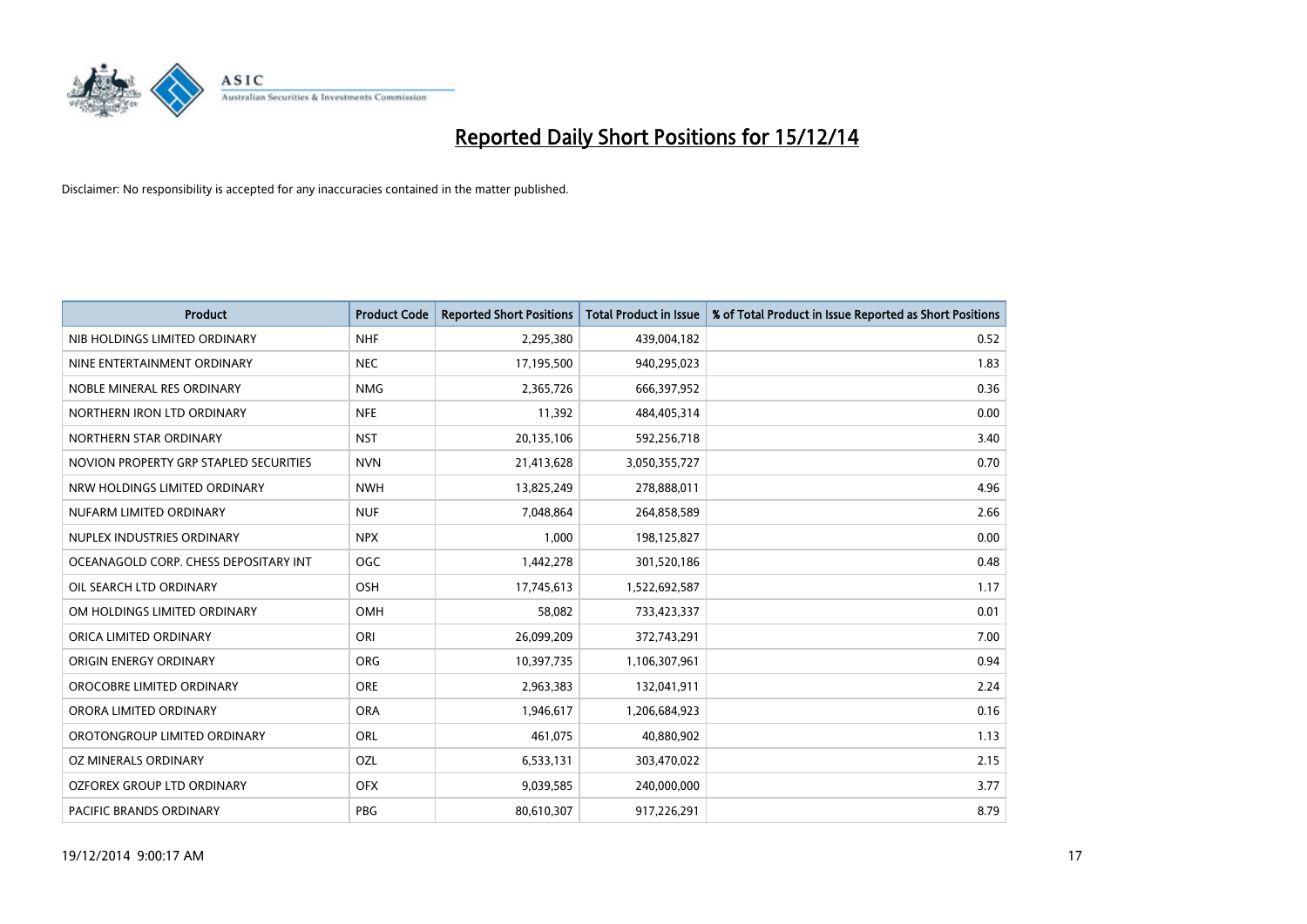# Reported Daily Short Positions for 15/12/14

Disclaimer: No responsibility is accepted for any inaccuracies contained in the matter published.

| Product | Product Code | Reported Short Positions | Total Product in Issue | % of Total Product in Issue Reported as Short Positions |
|---|---|---|---|---|
| NIB HOLDINGS LIMITED ORDINARY | NHF | 2,295,380 | 439,004,182 | 0.52 |
| NINE ENTERTAINMENT ORDINARY | NEC | 17,195,500 | 940,295,023 | 1.83 |
| NOBLE MINERAL RES ORDINARY | NMG | 2,365,726 | 666,397,952 | 0.36 |
| NORTHERN IRON LTD ORDINARY | NFE | 11,392 | 484,405,314 | 0.00 |
| NORTHERN STAR ORDINARY | NST | 20,135,106 | 592,256,718 | 3.40 |
| NOVION PROPERTY GRP STAPLED SECURITIES | NVN | 21,413,628 | 3,050,355,727 | 0.70 |
| NRW HOLDINGS LIMITED ORDINARY | NWH | 13,825,249 | 278,888,011 | 4.96 |
| NUFARM LIMITED ORDINARY | NUF | 7,048,864 | 264,858,589 | 2.66 |
| NUPLEX INDUSTRIES ORDINARY | NPX | 1,000 | 198,125,827 | 0.00 |
| OCEANAGOLD CORP. CHESS DEPOSITARY INT | OGC | 1,442,278 | 301,520,186 | 0.48 |
| OIL SEARCH LTD ORDINARY | OSH | 17,745,613 | 1,522,692,587 | 1.17 |
| OM HOLDINGS LIMITED ORDINARY | OMH | 58,082 | 733,423,337 | 0.01 |
| ORICA LIMITED ORDINARY | ORI | 26,099,209 | 372,743,291 | 7.00 |
| ORIGIN ENERGY ORDINARY | ORG | 10,397,735 | 1,106,307,961 | 0.94 |
| OROCOBRE LIMITED ORDINARY | ORE | 2,963,383 | 132,041,911 | 2.24 |
| ORORA LIMITED ORDINARY | ORA | 1,946,617 | 1,206,684,923 | 0.16 |
| OROTONGROUP LIMITED ORDINARY | ORL | 461,075 | 40,880,902 | 1.13 |
| OZ MINERALS ORDINARY | OZL | 6,533,131 | 303,470,022 | 2.15 |
| OZFOREX GROUP LTD ORDINARY | OFX | 9,039,585 | 240,000,000 | 3.77 |
| PACIFIC BRANDS ORDINARY | PBG | 80,610,307 | 917,226,291 | 8.79 |

19/12/2014 9:00:17 AM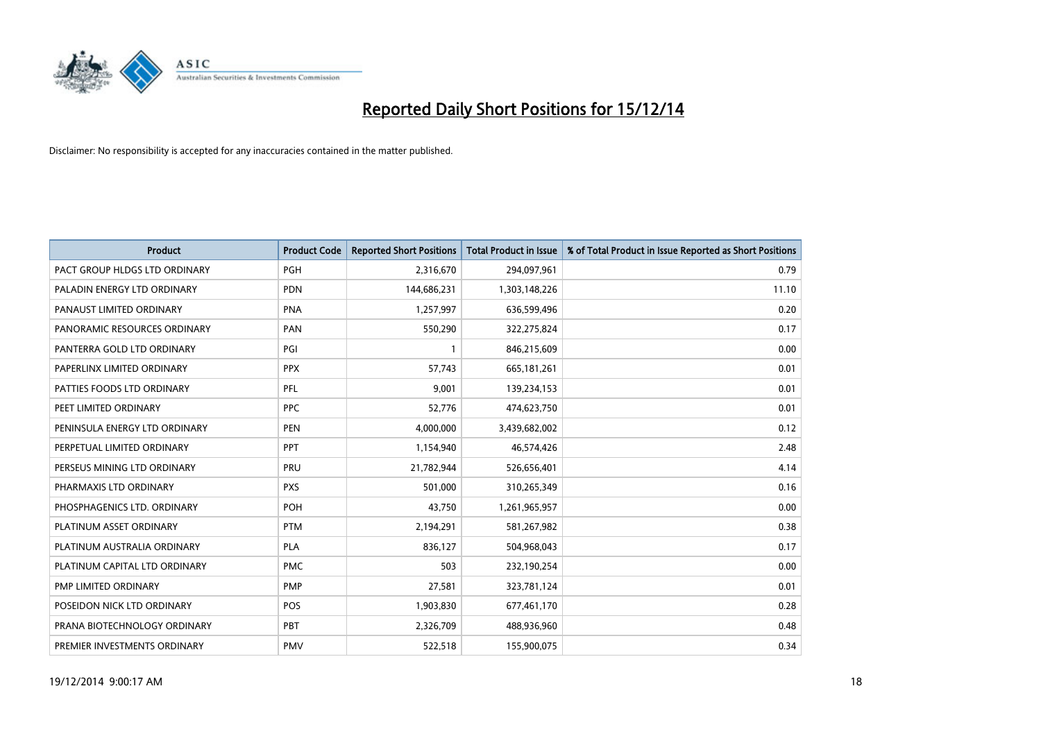# Reported Daily Short Positions for 15/12/14

Disclaimer: No responsibility is accepted for any inaccuracies contained in the matter published.

| Product | Product Code | Reported Short Positions | Total Product in Issue | % of Total Product in Issue Reported as Short Positions |
|---|---|---|---|---|
| PACT GROUP HLDGS LTD ORDINARY | PGH | 2,316,670 | 294,097,961 | 0.79 |
| PALADIN ENERGY LTD ORDINARY | PDN | 144,686,231 | 1,303,148,226 | 11.10 |
| PANAUST LIMITED ORDINARY | PNA | 1,257,997 | 636,599,496 | 0.20 |
| PANORAMIC RESOURCES ORDINARY | PAN | 550,290 | 322,275,824 | 0.17 |
| PANTERRA GOLD LTD ORDINARY | PGI | 1 | 846,215,609 | 0.00 |
| PAPERLINX LIMITED ORDINARY | PPX | 57,743 | 665,181,261 | 0.01 |
| PATTIES FOODS LTD ORDINARY | PFL | 9,001 | 139,234,153 | 0.01 |
| PEET LIMITED ORDINARY | PPC | 52,776 | 474,623,750 | 0.01 |
| PENINSULA ENERGY LTD ORDINARY | PEN | 4,000,000 | 3,439,682,002 | 0.12 |
| PERPETUAL LIMITED ORDINARY | PPT | 1,154,940 | 46,574,426 | 2.48 |
| PERSEUS MINING LTD ORDINARY | PRU | 21,782,944 | 526,656,401 | 4.14 |
| PHARMAXIS LTD ORDINARY | PXS | 501,000 | 310,265,349 | 0.16 |
| PHOSPHAGENICS LTD. ORDINARY | POH | 43,750 | 1,261,965,957 | 0.00 |
| PLATINUM ASSET ORDINARY | PTM | 2,194,291 | 581,267,982 | 0.38 |
| PLATINUM AUSTRALIA ORDINARY | PLA | 836,127 | 504,968,043 | 0.17 |
| PLATINUM CAPITAL LTD ORDINARY | PMC | 503 | 232,190,254 | 0.00 |
| PMP LIMITED ORDINARY | PMP | 27,581 | 323,781,124 | 0.01 |
| POSEIDON NICK LTD ORDINARY | POS | 1,903,830 | 677,461,170 | 0.28 |
| PRANA BIOTECHNOLOGY ORDINARY | PBT | 2,326,709 | 488,936,960 | 0.48 |
| PREMIER INVESTMENTS ORDINARY | PMV | 522,518 | 155,900,075 | 0.34 |

19/12/2014 9:00:17 AM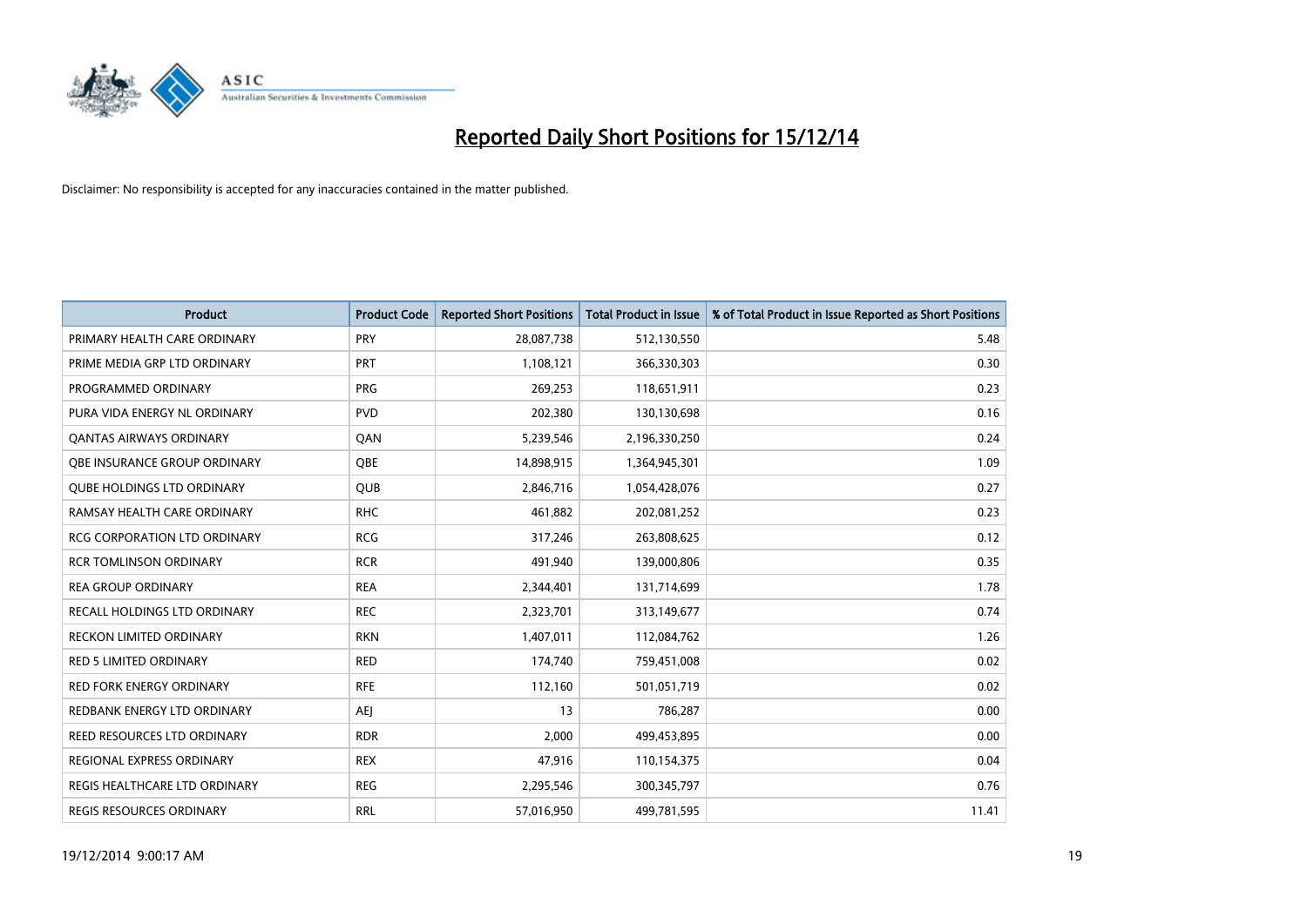# Reported Daily Short Positions for 15/12/14

Disclaimer: No responsibility is accepted for any inaccuracies contained in the matter published.

| Product | Product Code | Reported Short Positions | Total Product in Issue | % of Total Product in Issue Reported as Short Positions |
|---|---|---|---|---|
| PRIMARY HEALTH CARE ORDINARY | PRY | 28,087,738 | 512,130,550 | 5.48 |
| PRIME MEDIA GRP LTD ORDINARY | PRT | 1,108,121 | 366,330,303 | 0.30 |
| PROGRAMMED ORDINARY | PRG | 269,253 | 118,651,911 | 0.23 |
| PURA VIDA ENERGY NL ORDINARY | PVD | 202,380 | 130,130,698 | 0.16 |
| QANTAS AIRWAYS ORDINARY | QAN | 5,239,546 | 2,196,330,250 | 0.24 |
| QBE INSURANCE GROUP ORDINARY | QBE | 14,898,915 | 1,364,945,301 | 1.09 |
| QUBE HOLDINGS LTD ORDINARY | QUB | 2,846,716 | 1,054,428,076 | 0.27 |
| RAMSAY HEALTH CARE ORDINARY | RHC | 461,882 | 202,081,252 | 0.23 |
| RCG CORPORATION LTD ORDINARY | RCG | 317,246 | 263,808,625 | 0.12 |
| RCR TOMLINSON ORDINARY | RCR | 491,940 | 139,000,806 | 0.35 |
| REA GROUP ORDINARY | REA | 2,344,401 | 131,714,699 | 1.78 |
| RECALL HOLDINGS LTD ORDINARY | REC | 2,323,701 | 313,149,677 | 0.74 |
| RECKON LIMITED ORDINARY | RKN | 1,407,011 | 112,084,762 | 1.26 |
| RED 5 LIMITED ORDINARY | RED | 174,740 | 759,451,008 | 0.02 |
| RED FORK ENERGY ORDINARY | RFE | 112,160 | 501,051,719 | 0.02 |
| REDBANK ENERGY LTD ORDINARY | AEJ | 13 | 786,287 | 0.00 |
| REED RESOURCES LTD ORDINARY | RDR | 2,000 | 499,453,895 | 0.00 |
| REGIONAL EXPRESS ORDINARY | REX | 47,916 | 110,154,375 | 0.04 |
| REGIS HEALTHCARE LTD ORDINARY | REG | 2,295,546 | 300,345,797 | 0.76 |
| REGIS RESOURCES ORDINARY | RRL | 57,016,950 | 499,781,595 | 11.41 |

19/12/2014 9:00:17 AM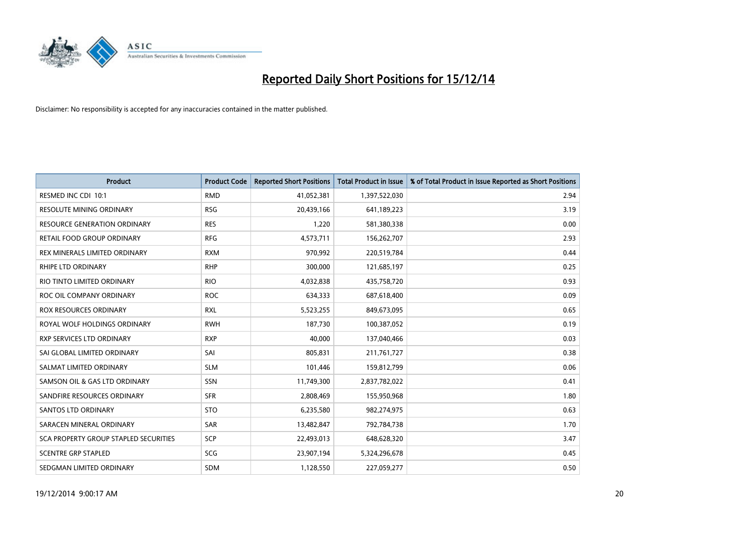# Reported Daily Short Positions for 15/12/14

Disclaimer: No responsibility is accepted for any inaccuracies contained in the matter published.

| Product | Product Code | Reported Short Positions | Total Product in Issue | % of Total Product in Issue Reported as Short Positions |
|---|---|---|---|---|
| RESMED INC CDI 10:1 | RMD | 41,052,381 | 1,397,522,030 | 2.94 |
| RESOLUTE MINING ORDINARY | RSG | 20,439,166 | 641,189,223 | 3.19 |
| RESOURCE GENERATION ORDINARY | RES | 1,220 | 581,380,338 | 0.00 |
| RETAIL FOOD GROUP ORDINARY | RFG | 4,573,711 | 156,262,707 | 2.93 |
| REX MINERALS LIMITED ORDINARY | RXM | 970,992 | 220,519,784 | 0.44 |
| RHIPE LTD ORDINARY | RHP | 300,000 | 121,685,197 | 0.25 |
| RIO TINTO LIMITED ORDINARY | RIO | 4,032,838 | 435,758,720 | 0.93 |
| ROC OIL COMPANY ORDINARY | ROC | 634,333 | 687,618,400 | 0.09 |
| ROX RESOURCES ORDINARY | RXL | 5,523,255 | 849,673,095 | 0.65 |
| ROYAL WOLF HOLDINGS ORDINARY | RWH | 187,730 | 100,387,052 | 0.19 |
| RXP SERVICES LTD ORDINARY | RXP | 40,000 | 137,040,466 | 0.03 |
| SAI GLOBAL LIMITED ORDINARY | SAI | 805,831 | 211,761,727 | 0.38 |
| SALMAT LIMITED ORDINARY | SLM | 101,446 | 159,812,799 | 0.06 |
| SAMSON OIL & GAS LTD ORDINARY | SSN | 11,749,300 | 2,837,782,022 | 0.41 |
| SANDFIRE RESOURCES ORDINARY | SFR | 2,808,469 | 155,950,968 | 1.80 |
| SANTOS LTD ORDINARY | STO | 6,235,580 | 982,274,975 | 0.63 |
| SARACEN MINERAL ORDINARY | SAR | 13,482,847 | 792,784,738 | 1.70 |
| SCA PROPERTY GROUP STAPLED SECURITIES | SCP | 22,493,013 | 648,628,320 | 3.47 |
| SCENTRE GRP STAPLED | SCG | 23,907,194 | 5,324,296,678 | 0.45 |
| SEDGMAN LIMITED ORDINARY | SDM | 1,128,550 | 227,059,277 | 0.50 |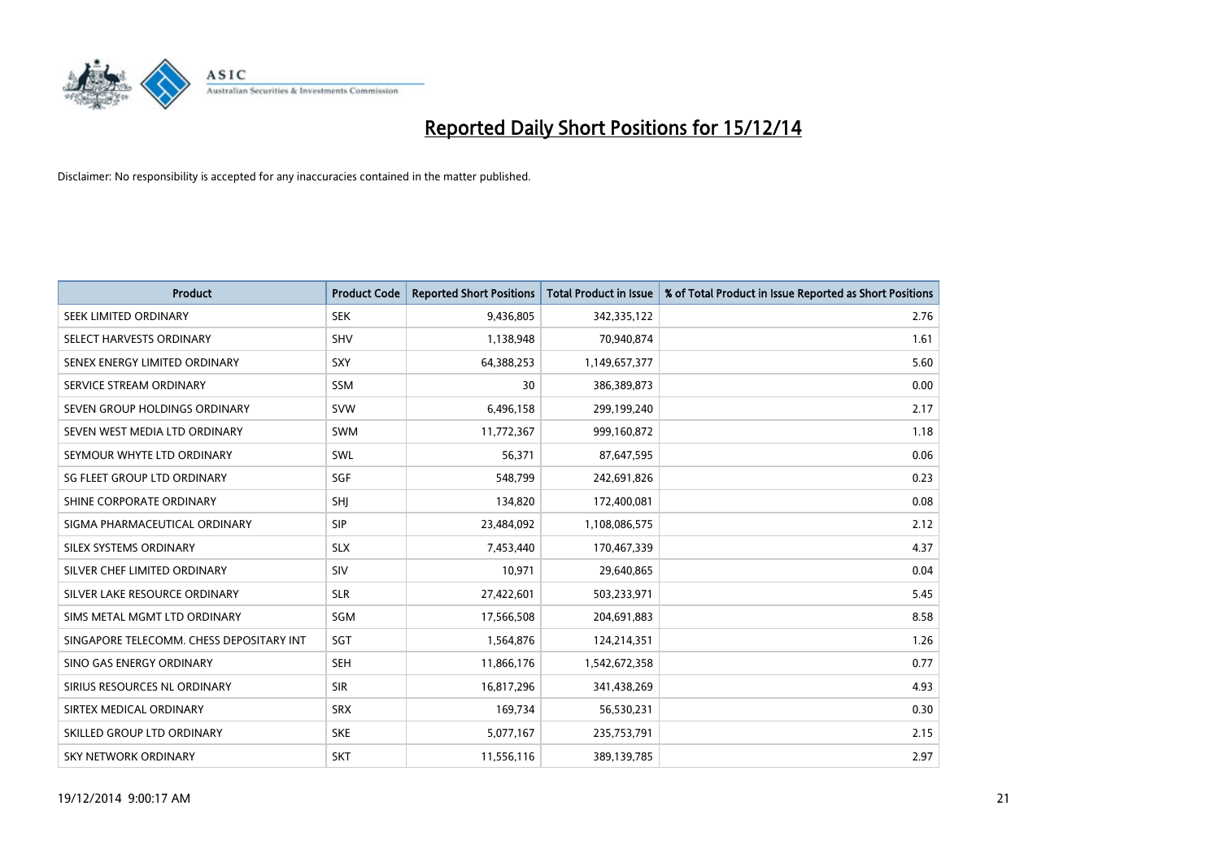# Reported Daily Short Positions for 15/12/14

Disclaimer: No responsibility is accepted for any inaccuracies contained in the matter published.

| Product | Product Code | Reported Short Positions | Total Product in Issue | % of Total Product in Issue Reported as Short Positions |
|---|---|---|---|---|
| SEEK LIMITED ORDINARY | SEK | 9,436,805 | 342,335,122 | 2.76 |
| SELECT HARVESTS ORDINARY | SHV | 1,138,948 | 70,940,874 | 1.61 |
| SENEX ENERGY LIMITED ORDINARY | SXY | 64,388,253 | 1,149,657,377 | 5.60 |
| SERVICE STREAM ORDINARY | SSM | 30 | 386,389,873 | 0.00 |
| SEVEN GROUP HOLDINGS ORDINARY | SVW | 6,496,158 | 299,199,240 | 2.17 |
| SEVEN WEST MEDIA LTD ORDINARY | SWM | 11,772,367 | 999,160,872 | 1.18 |
| SEYMOUR WHYTE LTD ORDINARY | SWL | 56,371 | 87,647,595 | 0.06 |
| SG FLEET GROUP LTD ORDINARY | SGF | 548,799 | 242,691,826 | 0.23 |
| SHINE CORPORATE ORDINARY | SHJ | 134,820 | 172,400,081 | 0.08 |
| SIGMA PHARMACEUTICAL ORDINARY | SIP | 23,484,092 | 1,108,086,575 | 2.12 |
| SILEX SYSTEMS ORDINARY | SLX | 7,453,440 | 170,467,339 | 4.37 |
| SILVER CHEF LIMITED ORDINARY | SIV | 10,971 | 29,640,865 | 0.04 |
| SILVER LAKE RESOURCE ORDINARY | SLR | 27,422,601 | 503,233,971 | 5.45 |
| SIMS METAL MGMT LTD ORDINARY | SGM | 17,566,508 | 204,691,883 | 8.58 |
| SINGAPORE TELECOMM. CHESS DEPOSITARY INT | SGT | 1,564,876 | 124,214,351 | 1.26 |
| SINO GAS ENERGY ORDINARY | SEH | 11,866,176 | 1,542,672,358 | 0.77 |
| SIRIUS RESOURCES NL ORDINARY | SIR | 16,817,296 | 341,438,269 | 4.93 |
| SIRTEX MEDICAL ORDINARY | SRX | 169,734 | 56,530,231 | 0.30 |
| SKILLED GROUP LTD ORDINARY | SKE | 5,077,167 | 235,753,791 | 2.15 |
| SKY NETWORK ORDINARY | SKT | 11,556,116 | 389,139,785 | 2.97 |

19/12/2014 9:00:17 AM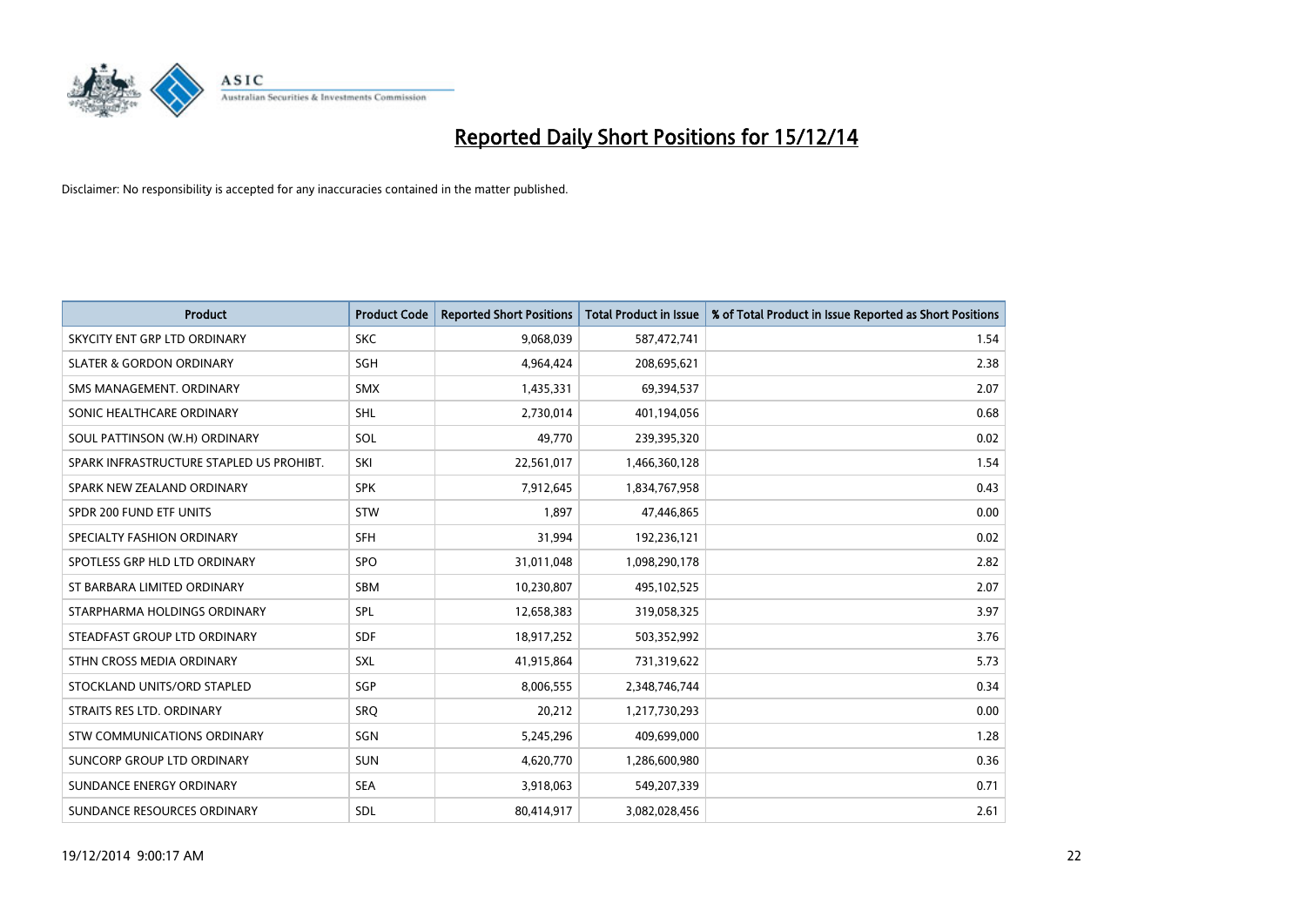# Reported Daily Short Positions for 15/12/14

Disclaimer: No responsibility is accepted for any inaccuracies contained in the matter published.

| Product | Product Code | Reported Short Positions | Total Product in Issue | % of Total Product in Issue Reported as Short Positions |
|---|---|---|---|---|
| SKYCITY ENT GRP LTD ORDINARY | SKC | 9,068,039 | 587,472,741 | 1.54 |
| SLATER & GORDON ORDINARY | SGH | 4,964,424 | 208,695,621 | 2.38 |
| SMS MANAGEMENT. ORDINARY | SMX | 1,435,331 | 69,394,537 | 2.07 |
| SONIC HEALTHCARE ORDINARY | SHL | 2,730,014 | 401,194,056 | 0.68 |
| SOUL PATTINSON (W.H) ORDINARY | SOL | 49,770 | 239,395,320 | 0.02 |
| SPARK INFRASTRUCTURE STAPLED US PROHIBT. | SKI | 22,561,017 | 1,466,360,128 | 1.54 |
| SPARK NEW ZEALAND ORDINARY | SPK | 7,912,645 | 1,834,767,958 | 0.43 |
| SPDR 200 FUND ETF UNITS | STW | 1,897 | 47,446,865 | 0.00 |
| SPECIALTY FASHION ORDINARY | SFH | 31,994 | 192,236,121 | 0.02 |
| SPOTLESS GRP HLD LTD ORDINARY | SPO | 31,011,048 | 1,098,290,178 | 2.82 |
| ST BARBARA LIMITED ORDINARY | SBM | 10,230,807 | 495,102,525 | 2.07 |
| STARPHARMA HOLDINGS ORDINARY | SPL | 12,658,383 | 319,058,325 | 3.97 |
| STEADFAST GROUP LTD ORDINARY | SDF | 18,917,252 | 503,352,992 | 3.76 |
| STHN CROSS MEDIA ORDINARY | SXL | 41,915,864 | 731,319,622 | 5.73 |
| STOCKLAND UNITS/ORD STAPLED | SGP | 8,006,555 | 2,348,746,744 | 0.34 |
| STRAITS RES LTD. ORDINARY | SRQ | 20,212 | 1,217,730,293 | 0.00 |
| STW COMMUNICATIONS ORDINARY | SGN | 5,245,296 | 409,699,000 | 1.28 |
| SUNCORP GROUP LTD ORDINARY | SUN | 4,620,770 | 1,286,600,980 | 0.36 |
| SUNDANCE ENERGY ORDINARY | SEA | 3,918,063 | 549,207,339 | 0.71 |
| SUNDANCE RESOURCES ORDINARY | SDL | 80,414,917 | 3,082,028,456 | 2.61 |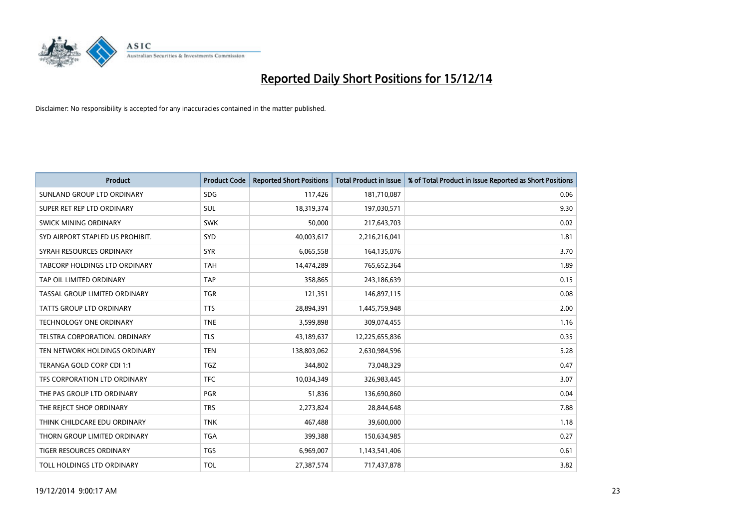# Reported Daily Short Positions for 15/12/14

Disclaimer: No responsibility is accepted for any inaccuracies contained in the matter published.

| Product | Product Code | Reported Short Positions | Total Product in Issue | % of Total Product in Issue Reported as Short Positions |
|---|---|---|---|---|
| SUNLAND GROUP LTD ORDINARY | SDG | 117,426 | 181,710,087 | 0.06 |
| SUPER RET REP LTD ORDINARY | SUL | 18,319,374 | 197,030,571 | 9.30 |
| SWICK MINING ORDINARY | SWK | 50,000 | 217,643,703 | 0.02 |
| SYD AIRPORT STAPLED US PROHIBIT. | SYD | 40,003,617 | 2,216,216,041 | 1.81 |
| SYRAH RESOURCES ORDINARY | SYR | 6,065,558 | 164,135,076 | 3.70 |
| TABCORP HOLDINGS LTD ORDINARY | TAH | 14,474,289 | 765,652,364 | 1.89 |
| TAP OIL LIMITED ORDINARY | TAP | 358,865 | 243,186,639 | 0.15 |
| TASSAL GROUP LIMITED ORDINARY | TGR | 121,351 | 146,897,115 | 0.08 |
| TATTS GROUP LTD ORDINARY | TTS | 28,894,391 | 1,445,759,948 | 2.00 |
| TECHNOLOGY ONE ORDINARY | TNE | 3,599,898 | 309,074,455 | 1.16 |
| TELSTRA CORPORATION. ORDINARY | TLS | 43,189,637 | 12,225,655,836 | 0.35 |
| TEN NETWORK HOLDINGS ORDINARY | TEN | 138,803,062 | 2,630,984,596 | 5.28 |
| TERANGA GOLD CORP CDI 1:1 | TGZ | 344,802 | 73,048,329 | 0.47 |
| TFS CORPORATION LTD ORDINARY | TFC | 10,034,349 | 326,983,445 | 3.07 |
| THE PAS GROUP LTD ORDINARY | PGR | 51,836 | 136,690,860 | 0.04 |
| THE REJECT SHOP ORDINARY | TRS | 2,273,824 | 28,844,648 | 7.88 |
| THINK CHILDCARE EDU ORDINARY | TNK | 467,488 | 39,600,000 | 1.18 |
| THORN GROUP LIMITED ORDINARY | TGA | 399,388 | 150,634,985 | 0.27 |
| TIGER RESOURCES ORDINARY | TGS | 6,969,007 | 1,143,541,406 | 0.61 |
| TOLL HOLDINGS LTD ORDINARY | TOL | 27,387,574 | 717,437,878 | 3.82 |

19/12/2014 9:00:17 AM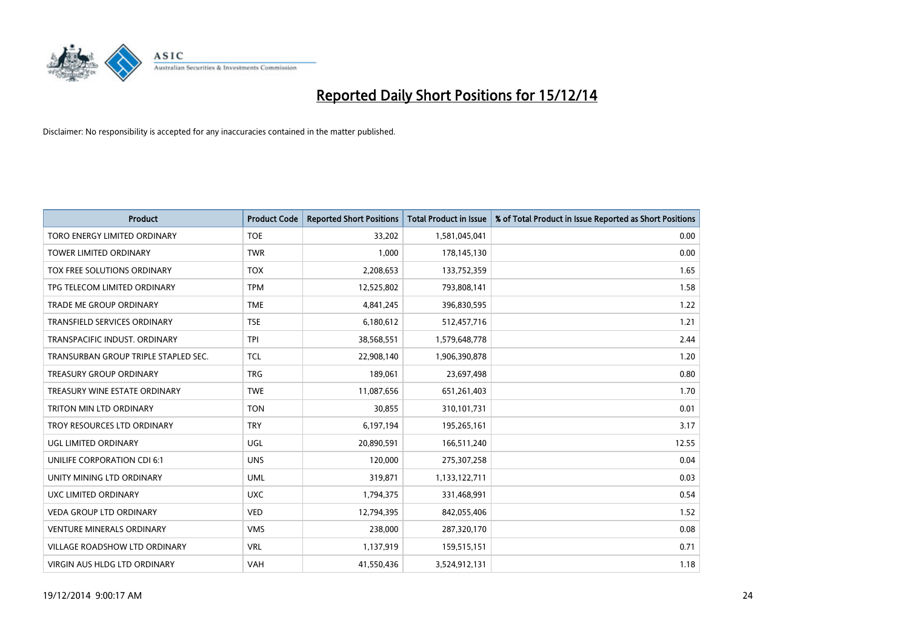# Reported Daily Short Positions for 15/12/14

Disclaimer: No responsibility is accepted for any inaccuracies contained in the matter published.

| Product | Product Code | Reported Short Positions | Total Product in Issue | % of Total Product in Issue Reported as Short Positions |
|---|---|---|---|---|
| TORO ENERGY LIMITED ORDINARY | TOE | 33,202 | 1,581,045,041 | 0.00 |
| TOWER LIMITED ORDINARY | TWR | 1,000 | 178,145,130 | 0.00 |
| TOX FREE SOLUTIONS ORDINARY | TOX | 2,208,653 | 133,752,359 | 1.65 |
| TPG TELECOM LIMITED ORDINARY | TPM | 12,525,802 | 793,808,141 | 1.58 |
| TRADE ME GROUP ORDINARY | TME | 4,841,245 | 396,830,595 | 1.22 |
| TRANSFIELD SERVICES ORDINARY | TSE | 6,180,612 | 512,457,716 | 1.21 |
| TRANSPACIFIC INDUST. ORDINARY | TPI | 38,568,551 | 1,579,648,778 | 2.44 |
| TRANSURBAN GROUP TRIPLE STAPLED SEC. | TCL | 22,908,140 | 1,906,390,878 | 1.20 |
| TREASURY GROUP ORDINARY | TRG | 189,061 | 23,697,498 | 0.80 |
| TREASURY WINE ESTATE ORDINARY | TWE | 11,087,656 | 651,261,403 | 1.70 |
| TRITON MIN LTD ORDINARY | TON | 30,855 | 310,101,731 | 0.01 |
| TROY RESOURCES LTD ORDINARY | TRY | 6,197,194 | 195,265,161 | 3.17 |
| UGL LIMITED ORDINARY | UGL | 20,890,591 | 166,511,240 | 12.55 |
| UNILIFE CORPORATION CDI 6:1 | UNS | 120,000 | 275,307,258 | 0.04 |
| UNITY MINING LTD ORDINARY | UML | 319,871 | 1,133,122,711 | 0.03 |
| UXC LIMITED ORDINARY | UXC | 1,794,375 | 331,468,991 | 0.54 |
| VEDA GROUP LTD ORDINARY | VED | 12,794,395 | 842,055,406 | 1.52 |
| VENTURE MINERALS ORDINARY | VMS | 238,000 | 287,320,170 | 0.08 |
| VILLAGE ROADSHOW LTD ORDINARY | VRL | 1,137,919 | 159,515,151 | 0.71 |
| VIRGIN AUS HLDG LTD ORDINARY | VAH | 41,550,436 | 3,524,912,131 | 1.18 |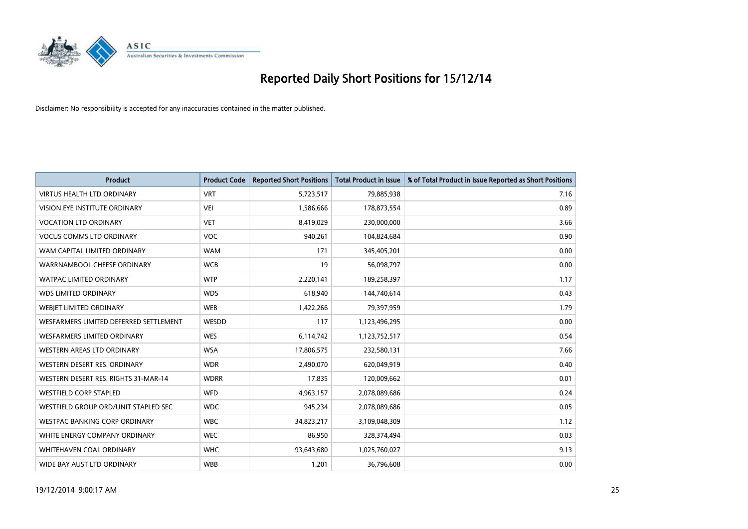# Reported Daily Short Positions for 15/12/14

Disclaimer: No responsibility is accepted for any inaccuracies contained in the matter published.

| Product | Product Code | Reported Short Positions | Total Product in Issue | % of Total Product in Issue Reported as Short Positions |
|---|---|---|---|---|
| VIRTUS HEALTH LTD ORDINARY | VRT | 5,723,517 | 79,885,938 | 7.16 |
| VISION EYE INSTITUTE ORDINARY | VEI | 1,586,666 | 178,873,554 | 0.89 |
| VOCATION LTD ORDINARY | VET | 8,419,029 | 230,000,000 | 3.66 |
| VOCUS COMMS LTD ORDINARY | VOC | 940,261 | 104,824,684 | 0.90 |
| WAM CAPITAL LIMITED ORDINARY | WAM | 171 | 345,405,201 | 0.00 |
| WARRNAMBOOL CHEESE ORDINARY | WCB | 19 | 56,098,797 | 0.00 |
| WATPAC LIMITED ORDINARY | WTP | 2,220,141 | 189,258,397 | 1.17 |
| WDS LIMITED ORDINARY | WDS | 618,940 | 144,740,614 | 0.43 |
| WEBJET LIMITED ORDINARY | WEB | 1,422,266 | 79,397,959 | 1.79 |
| WESFARMERS LIMITED DEFERRED SETTLEMENT | WESDD | 117 | 1,123,496,295 | 0.00 |
| WESFARMERS LIMITED ORDINARY | WES | 6,114,742 | 1,123,752,517 | 0.54 |
| WESTERN AREAS LTD ORDINARY | WSA | 17,806,575 | 232,580,131 | 7.66 |
| WESTERN DESERT RES. ORDINARY | WDR | 2,490,070 | 620,049,919 | 0.40 |
| WESTERN DESERT RES. RIGHTS 31-MAR-14 | WDRR | 17,835 | 120,009,662 | 0.01 |
| WESTFIELD CORP STAPLED | WFD | 4,963,157 | 2,078,089,686 | 0.24 |
| WESTFIELD GROUP ORD/UNIT STAPLED SEC | WDC | 945,234 | 2,078,089,686 | 0.05 |
| WESTPAC BANKING CORP ORDINARY | WBC | 34,823,217 | 3,109,048,309 | 1.12 |
| WHITE ENERGY COMPANY ORDINARY | WEC | 86,950 | 328,374,494 | 0.03 |
| WHITEHAVEN COAL ORDINARY | WHC | 93,643,680 | 1,025,760,027 | 9.13 |
| WIDE BAY AUST LTD ORDINARY | WBB | 1,201 | 36,796,608 | 0.00 |

19/12/2014 9:00:17 AM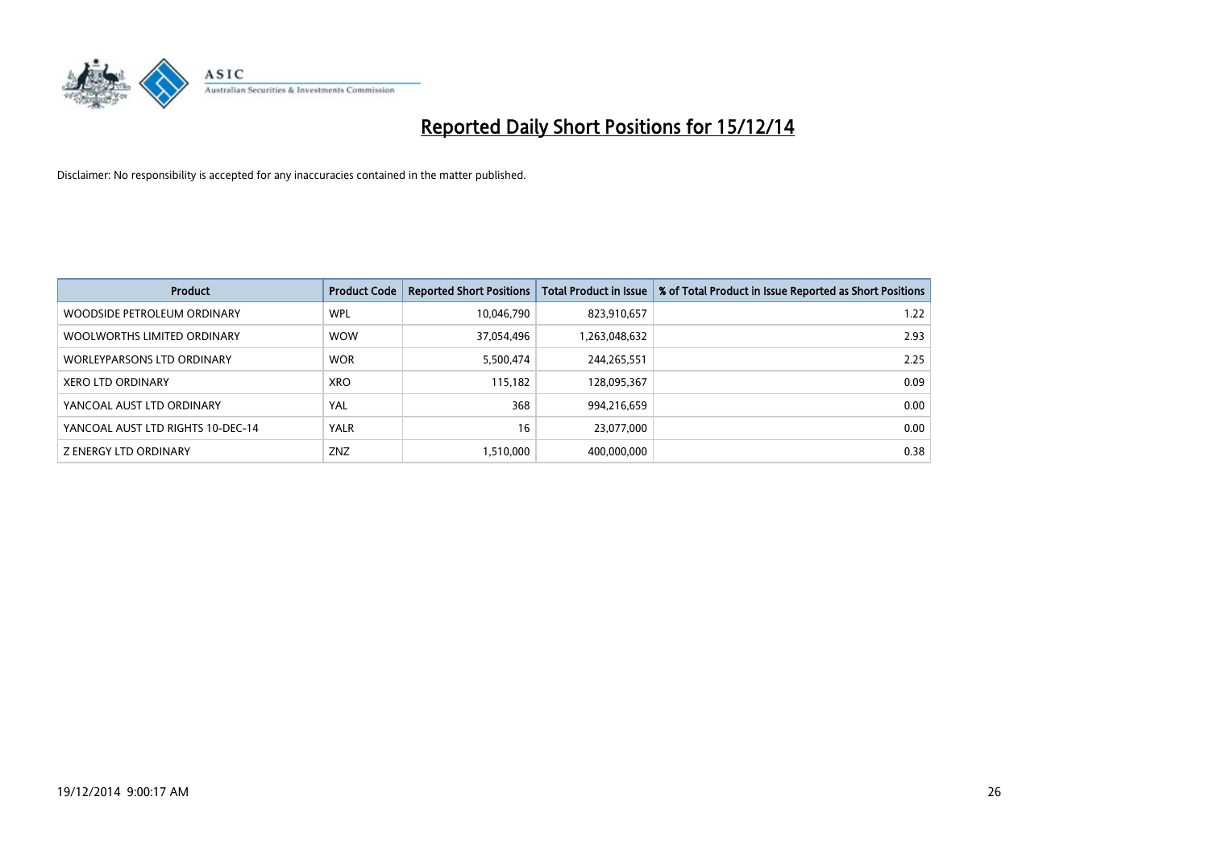# Reported Daily Short Positions for 15/12/14

Disclaimer: No responsibility is accepted for any inaccuracies contained in the matter published.

| Product | Product Code | Reported Short Positions | Total Product in Issue | % of Total Product in Issue Reported as Short Positions |
|---|---|---|---|---|
| WOODSIDE PETROLEUM ORDINARY | WPL | 10,046,790 | 823,910,657 | 1.22 |
| WOOLWORTHS LIMITED ORDINARY | WOW | 37,054,496 | 1,263,048,632 | 2.93 |
| WORLEYPARSONS LTD ORDINARY | WOR | 5,500,474 | 244,265,551 | 2.25 |
| XERO LTD ORDINARY | XRO | 115,182 | 128,095,367 | 0.09 |
| YANCOAL AUST LTD ORDINARY | YAL | 368 | 994,216,659 | 0.00 |
| YANCOAL AUST LTD RIGHTS 10-DEC-14 | YALR | 16 | 23,077,000 | 0.00 |
| Z ENERGY LTD ORDINARY | ZNZ | 1,510,000 | 400,000,000 | 0.38 |

19/12/2014 9:00:17 AM